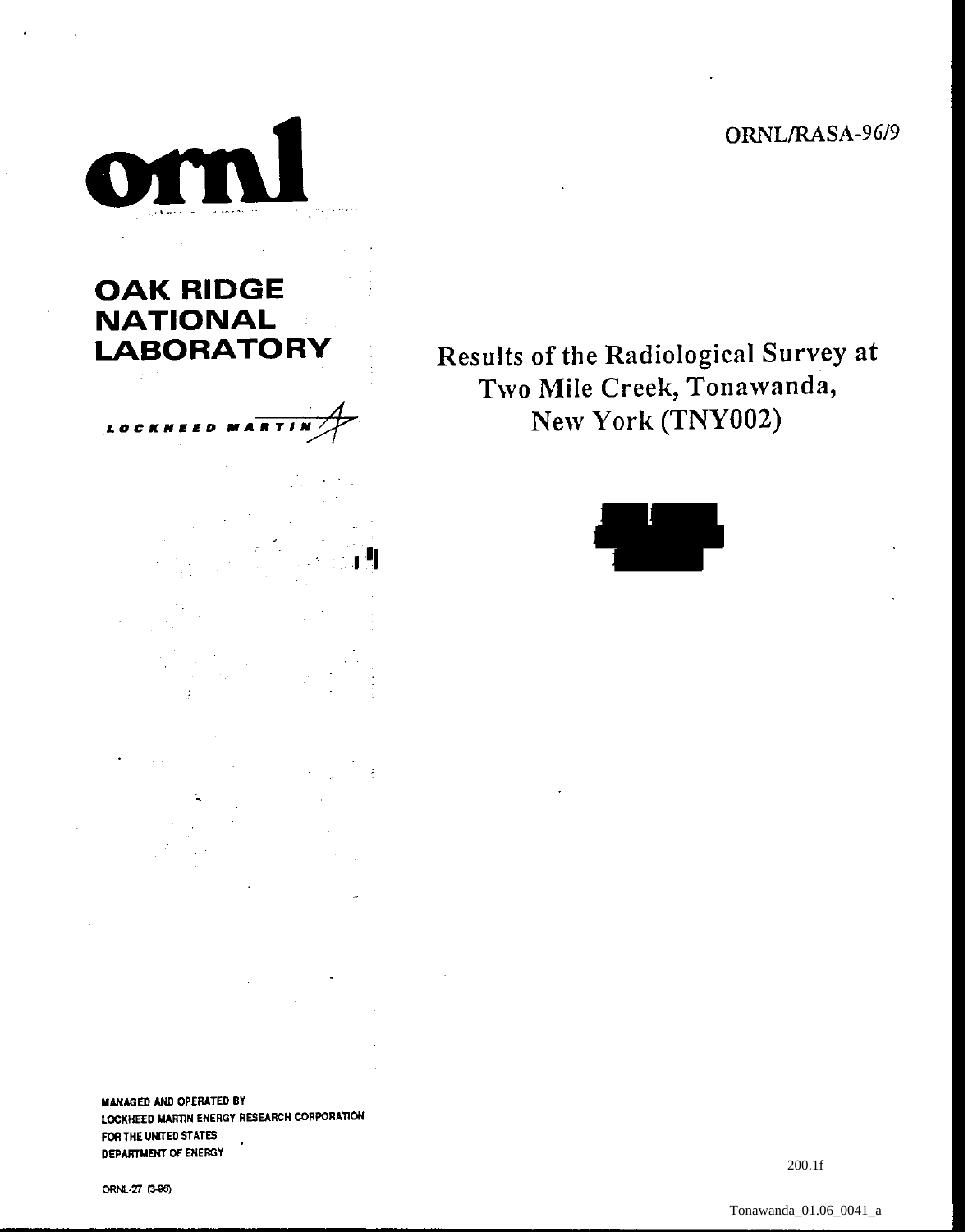ORNL/RASA-96/9

**ornl**

**OAK RIDGE NATIONAL LABORATORY**

*LOCKHEED MARTIN*

# Results of the Radiological Survey at Two Mile Creek, Tonawanda, New York (TNY002)

**MANAGED AND OPERATED BY**
**LOCKHEED MARTIN ENERGY RESEARCH CORPORATION**
**FOR THE UNITED STATES**
**DEPARTMENT OF ENERGY**

ORNL-27 (3-96)

200.1f

Tonawanda_01.06_0041_a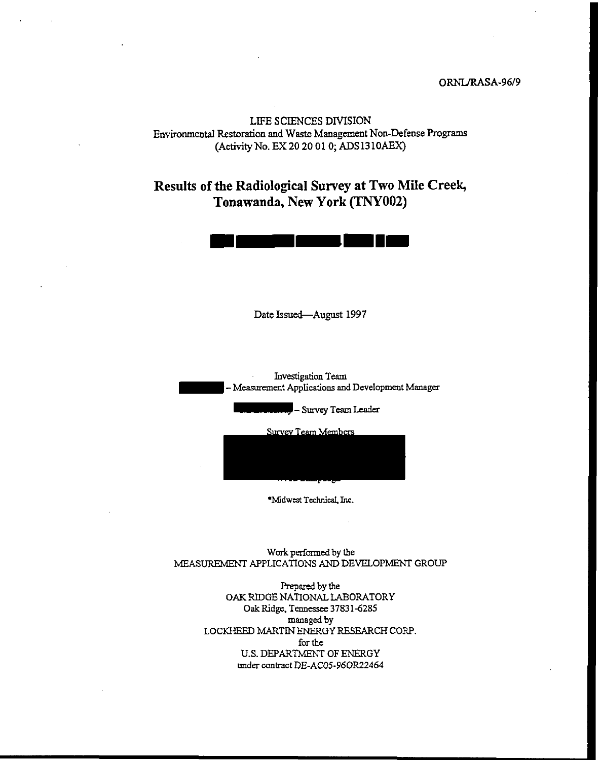ORNL/RASA-96/9

LIFE SCIENCES DIVISION
Environmental Restoration and Waste Management Non-Defense Programs
(Activity No. EX 20 20 01 0; ADS1310AEX)

# Results of the Radiological Survey at Two Mile Creek, Tonawanda, New York (TNY002)

Date Issued—August 1997

Investigation Team
– Measurement Applications and Development Manager

– Survey Team Leader

Survey Team Members

*Midwest Technical, Inc.

Work performed by the
MEASUREMENT APPLICATIONS AND DEVELOPMENT GROUP

Prepared by the
OAK RIDGE NATIONAL LABORATORY
Oak Ridge, Tennessee 37831-6285
managed by
LOCKHEED MARTIN ENERGY RESEARCH CORP.
for the
U.S. DEPARTMENT OF ENERGY
under contract DE-AC05-96OR22464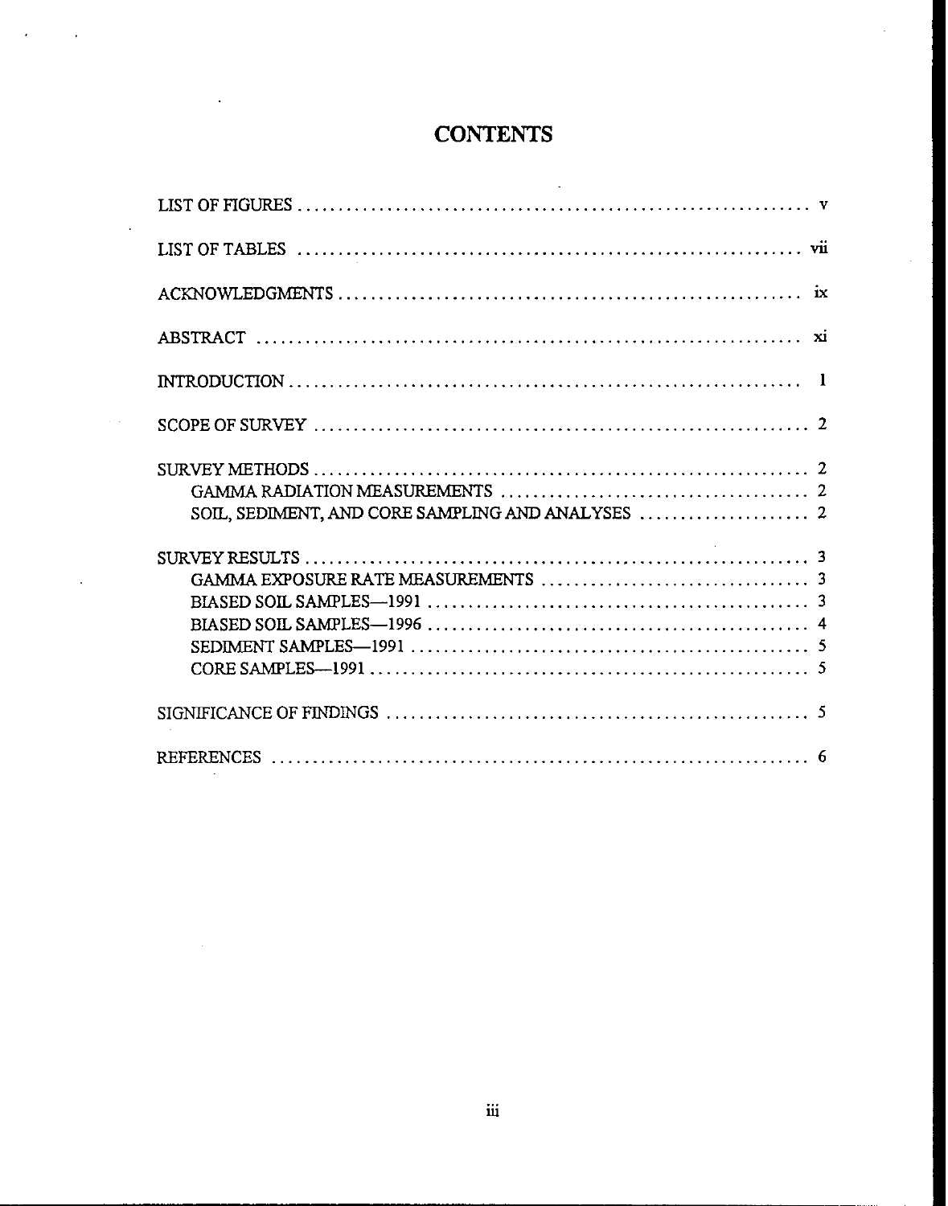# CONTENTS

LIST OF FIGURES .................................................. v

LIST OF TABLES .................................................. vii

ACKNOWLEDGMENTS .................................................. ix

ABSTRACT .................................................. xi

INTRODUCTION .................................................. 1

SCOPE OF SURVEY .................................................. 2

SURVEY METHODS .................................................. 2
- GAMMA RADIATION MEASUREMENTS .................................................. 2
- SOIL, SEDIMENT, AND CORE SAMPLING AND ANALYSES .................................................. 2

SURVEY RESULTS .................................................. 3
- GAMMA EXPOSURE RATE MEASUREMENTS .................................................. 3
- BIASED SOIL SAMPLES—1991 .................................................. 3
- BIASED SOIL SAMPLES—1996 .................................................. 4
- SEDIMENT SAMPLES—1991 .................................................. 5
- CORE SAMPLES—1991 .................................................. 5

SIGNIFICANCE OF FINDINGS .................................................. 5

REFERENCES .................................................. 6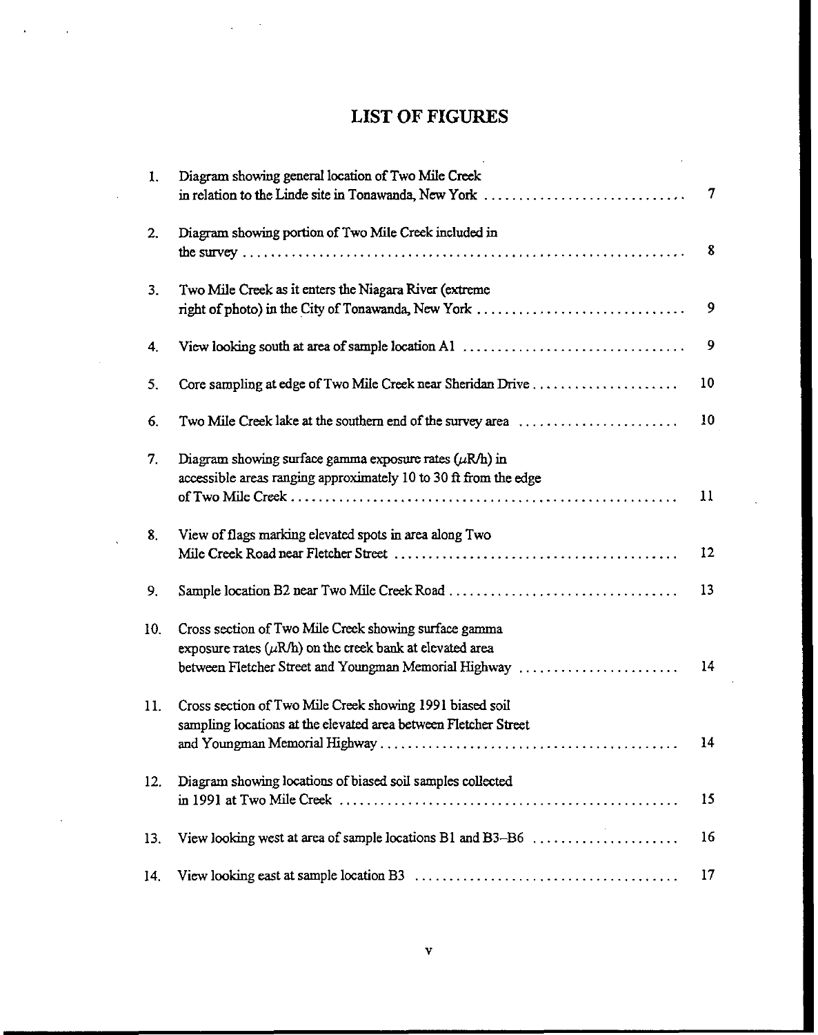# LIST OF FIGURES

| | | |
|---|---|---|
| 1. | Diagram showing general location of Two Mile Creek in relation to the Linde site in Tonawanda, New York | 7 |
| 2. | Diagram showing portion of Two Mile Creek included in the survey | 8 |
| 3. | Two Mile Creek as it enters the Niagara River (extreme right of photo) in the City of Tonawanda, New York | 9 |
| 4. | View looking south at area of sample location A1 | 9 |
| 5. | Core sampling at edge of Two Mile Creek near Sheridan Drive | 10 |
| 6. | Two Mile Creek lake at the southern end of the survey area | 10 |
| 7. | Diagram showing surface gamma exposure rates ($\mu$R/h) in accessible areas ranging approximately 10 to 30 ft from the edge of Two Mile Creek | 11 |
| 8. | View of flags marking elevated spots in area along Two Mile Creek Road near Fletcher Street | 12 |
| 9. | Sample location B2 near Two Mile Creek Road | 13 |
| 10. | Cross section of Two Mile Creek showing surface gamma exposure rates ($\mu$R/h) on the creek bank at elevated area between Fletcher Street and Youngman Memorial Highway | 14 |
| 11. | Cross section of Two Mile Creek showing 1991 biased soil sampling locations at the elevated area between Fletcher Street and Youngman Memorial Highway | 14 |
| 12. | Diagram showing locations of biased soil samples collected in 1991 at Two Mile Creek | 15 |
| 13. | View looking west at area of sample locations B1 and B3–B6 | 16 |
| 14. | View looking east at sample location B3 | 17 |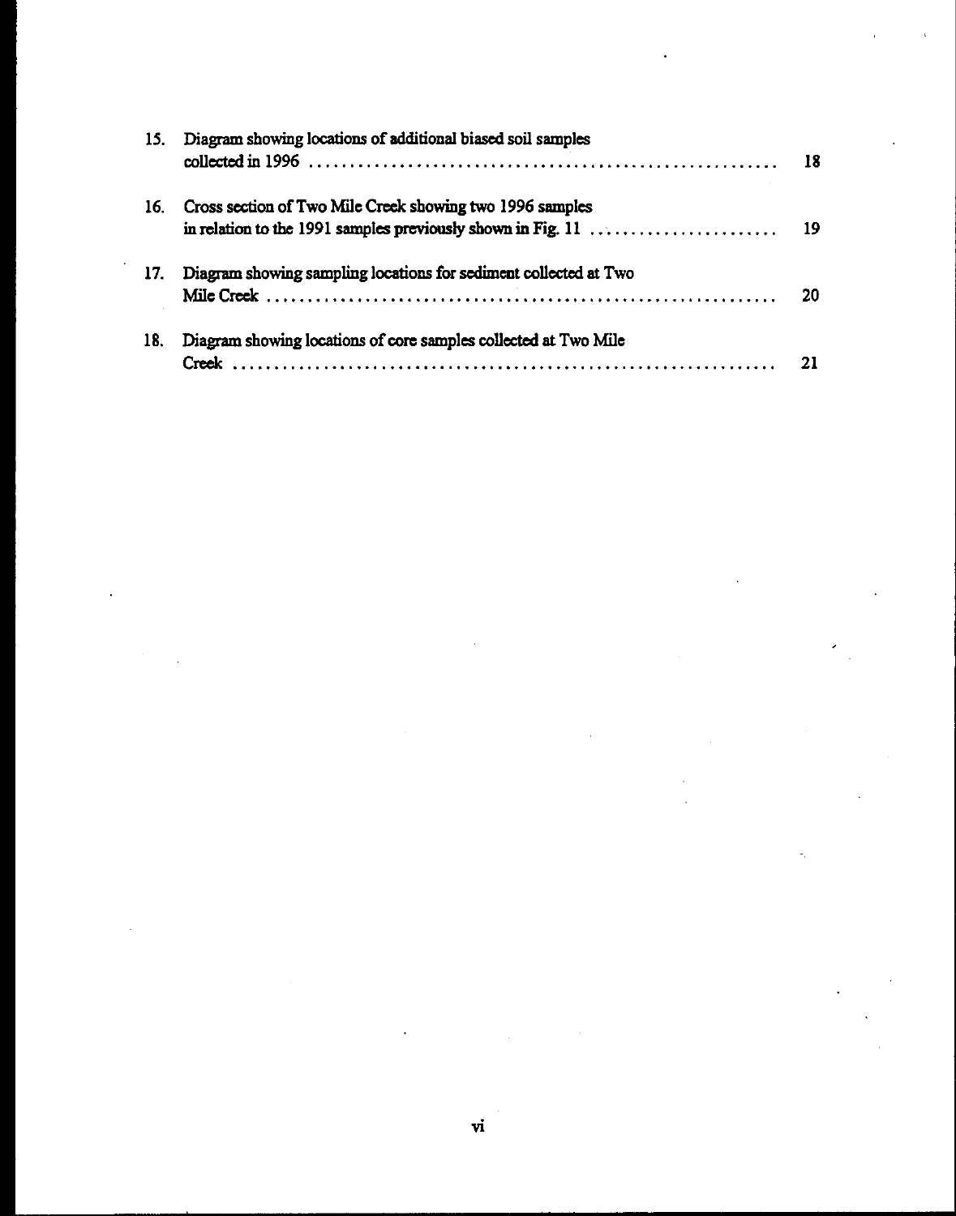15. Diagram showing locations of additional biased soil samples collected in 1996 .......................................................... 18

16. Cross section of Two Mile Creek showing two 1996 samples in relation to the 1991 samples previously shown in Fig. 11 ........................ 19

17. Diagram showing sampling locations for sediment collected at Two Mile Creek .............................................................. 20

18. Diagram showing locations of core samples collected at Two Mile Creek .................................................................. 21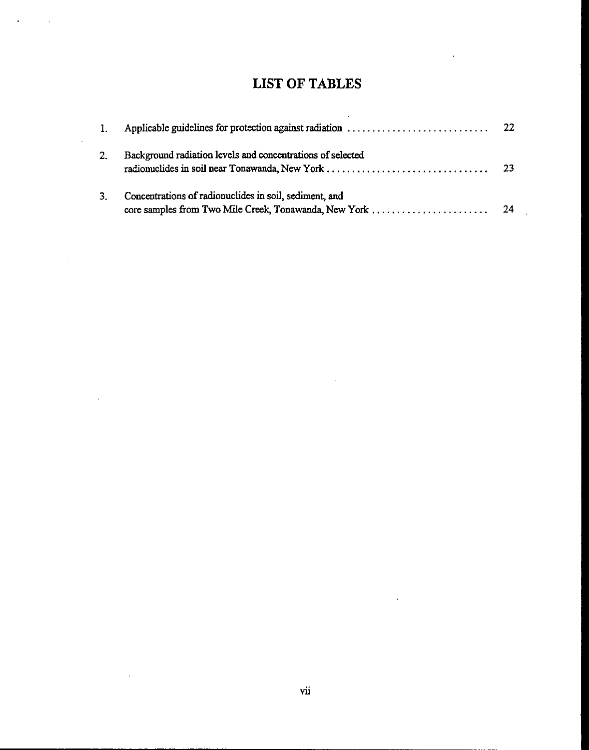# LIST OF TABLES

1. Applicable guidelines for protection against radiation . . . . . . . . . . . . . . . . . . . . . . . . . . . . 22

2. Background radiation levels and concentrations of selected radionuclides in soil near Tonawanda, New York . . . . . . . . . . . . . . . . . . . . . . . . . . . . . . . . 23

3. Concentrations of radionuclides in soil, sediment, and core samples from Two Mile Creek, Tonawanda, New York . . . . . . . . . . . . . . . . . . . . . . . 24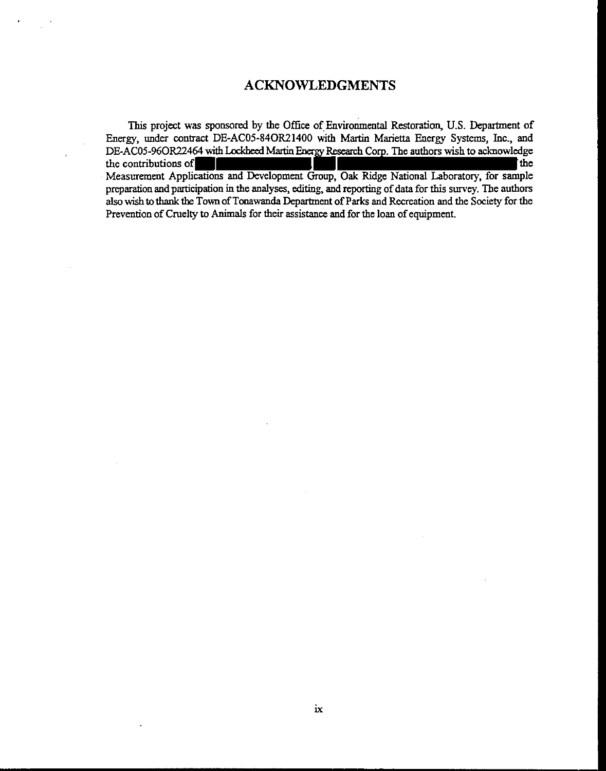# ACKNOWLEDGMENTS

This project was sponsored by the Office of Environmental Restoration, U.S. Department of Energy, under contract DE-AC05-84OR21400 with Martin Marietta Energy Systems, Inc., and DE-AC05-96OR22464 with Lockheed Martin Energy Research Corp. The authors wish to acknowledge the contributions of [REDACTED] the Measurement Applications and Development Group, Oak Ridge National Laboratory, for sample preparation and participation in the analyses, editing, and reporting of data for this survey. The authors also wish to thank the Town of Tonawanda Department of Parks and Recreation and the Society for the Prevention of Cruelty to Animals for their assistance and for the loan of equipment.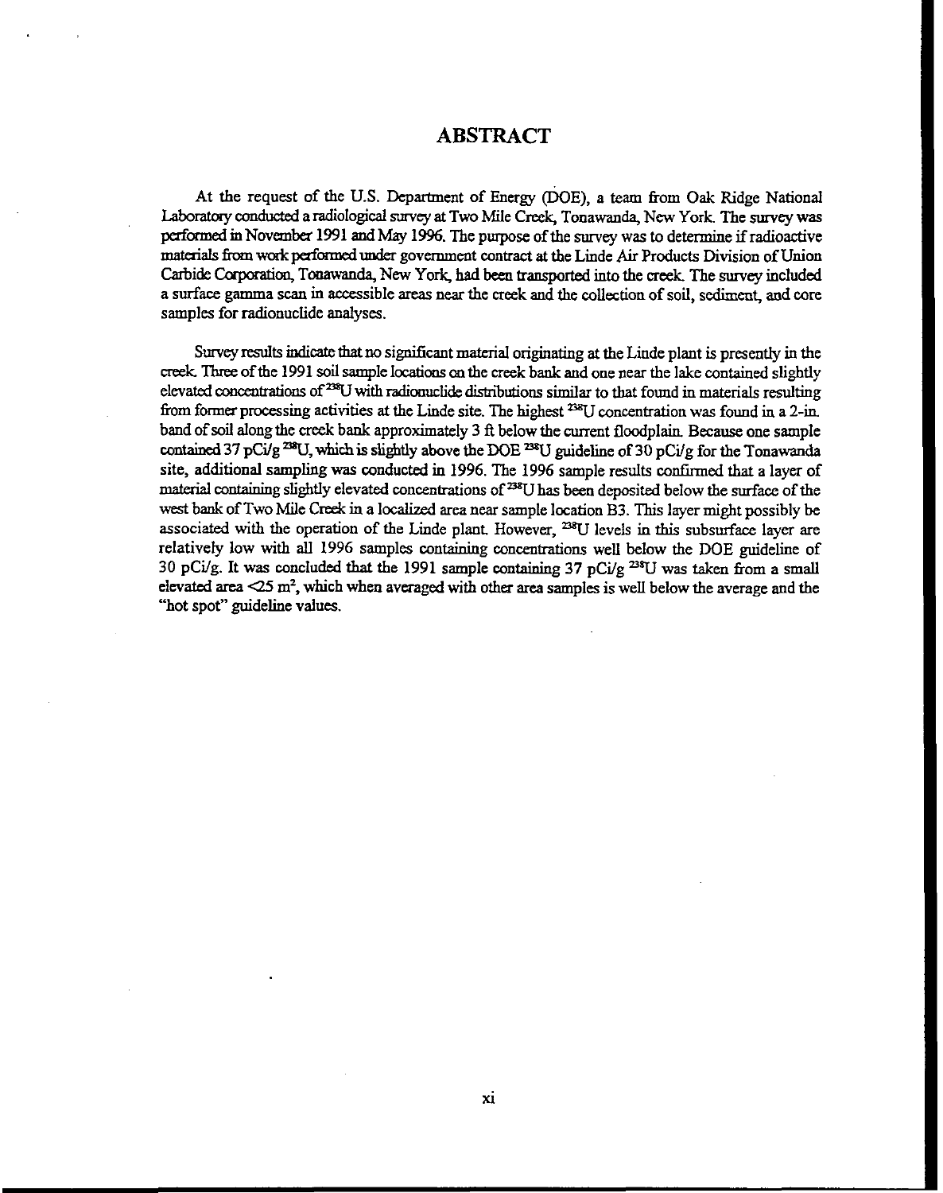# ABSTRACT

At the request of the U.S. Department of Energy (DOE), a team from Oak Ridge National Laboratory conducted a radiological survey at Two Mile Creek, Tonawanda, New York. The survey was performed in November 1991 and May 1996. The purpose of the survey was to determine if radioactive materials from work performed under government contract at the Linde Air Products Division of Union Carbide Corporation, Tonawanda, New York, had been transported into the creek. The survey included a surface gamma scan in accessible areas near the creek and the collection of soil, sediment, and core samples for radionuclide analyses.

Survey results indicate that no significant material originating at the Linde plant is presently in the creek. Three of the 1991 soil sample locations on the creek bank and one near the lake contained slightly elevated concentrations of $^{238}U$ with radionuclide distributions similar to that found in materials resulting from former processing activities at the Linde site. The highest $^{238}U$ concentration was found in a 2-in. band of soil along the creek bank approximately 3 ft below the current floodplain. Because one sample contained 37 pCi/g $^{238}U$, which is slightly above the DOE $^{238}U$ guideline of 30 pCi/g for the Tonawanda site, additional sampling was conducted in 1996. The 1996 sample results confirmed that a layer of material containing slightly elevated concentrations of $^{238}U$ has been deposited below the surface of the west bank of Two Mile Creek in a localized area near sample location B3. This layer might possibly be associated with the operation of the Linde plant. However, $^{238}U$ levels in this subsurface layer are relatively low with all 1996 samples containing concentrations well below the DOE guideline of 30 pCi/g. It was concluded that the 1991 sample containing 37 pCi/g $^{238}U$ was taken from a small elevated area <25 $m^2$, which when averaged with other area samples is well below the average and the "hot spot" guideline values.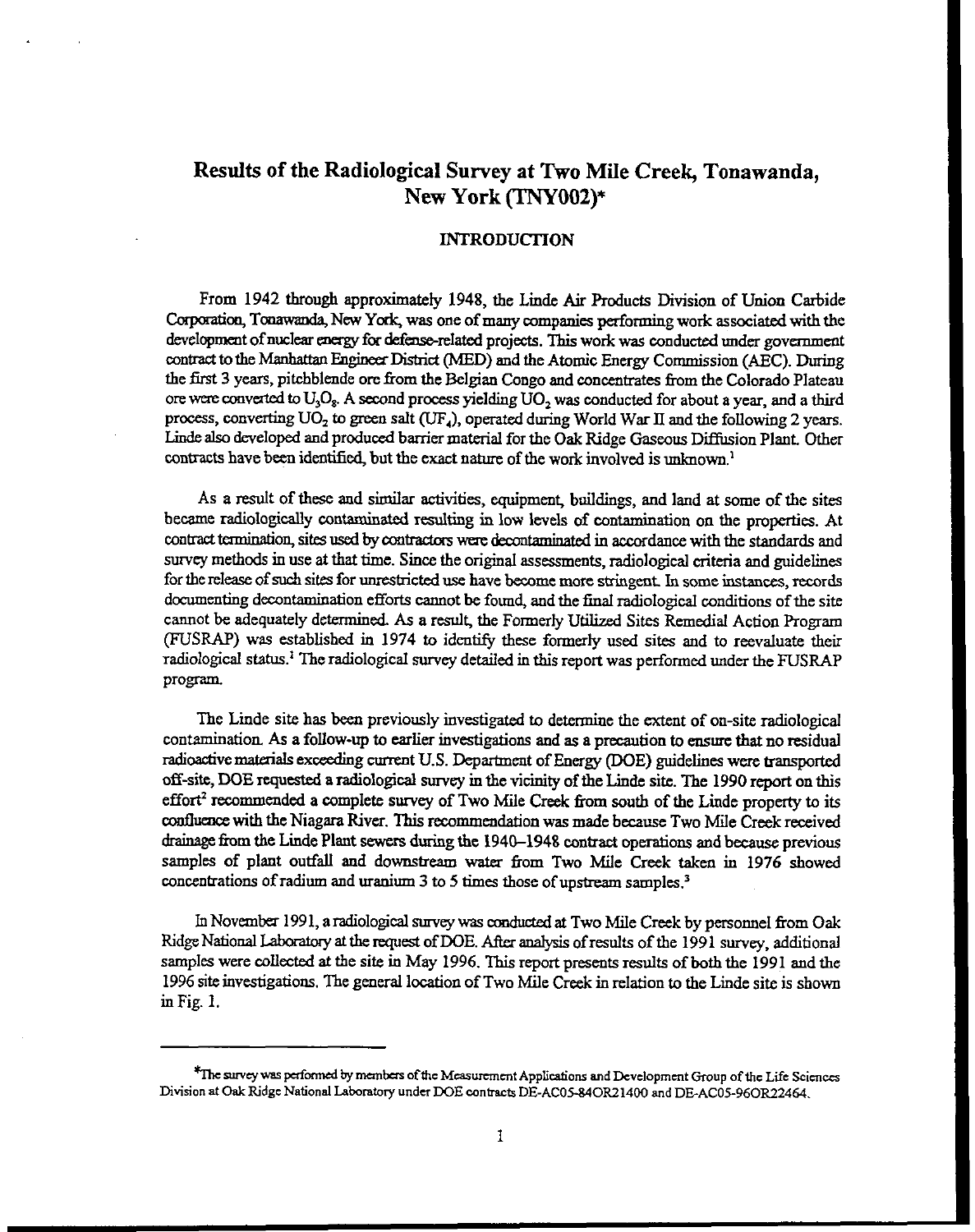# Results of the Radiological Survey at Two Mile Creek, Tonawanda, New York (TNY002)*

## INTRODUCTION

From 1942 through approximately 1948, the Linde Air Products Division of Union Carbide Corporation, Tonawanda, New York, was one of many companies performing work associated with the development of nuclear energy for defense-related projects. This work was conducted under government contract to the Manhattan Engineer District (MED) and the Atomic Energy Commission (AEC). During the first 3 years, pitchblende ore from the Belgian Congo and concentrates from the Colorado Plateau ore were converted to $U_3O_8$. A second process yielding $UO_2$ was conducted for about a year, and a third process, converting $UO_2$ to green salt ($UF_4$), operated during World War II and the following 2 years. Linde also developed and produced barrier material for the Oak Ridge Gaseous Diffusion Plant. Other contracts have been identified, but the exact nature of the work involved is unknown.[1]

As a result of these and similar activities, equipment, buildings, and land at some of the sites became radiologically contaminated resulting in low levels of contamination on the properties. At contract termination, sites used by contractors were decontaminated in accordance with the standards and survey methods in use at that time. Since the original assessments, radiological criteria and guidelines for the release of such sites for unrestricted use have become more stringent. In some instances, records documenting decontamination efforts cannot be found, and the final radiological conditions of the site cannot be adequately determined. As a result, the Formerly Utilized Sites Remedial Action Program (FUSRAP) was established in 1974 to identify these formerly used sites and to reevaluate their radiological status.[1] The radiological survey detailed in this report was performed under the FUSRAP program.

The Linde site has been previously investigated to determine the extent of on-site radiological contamination. As a follow-up to earlier investigations and as a precaution to ensure that no residual radioactive materials exceeding current U.S. Department of Energy (DOE) guidelines were transported off-site, DOE requested a radiological survey in the vicinity of the Linde site. The 1990 report on this effort[2] recommended a complete survey of Two Mile Creek from south of the Linde property to its confluence with the Niagara River. This recommendation was made because Two Mile Creek received drainage from the Linde Plant sewers during the 1940–1948 contract operations and because previous samples of plant outfall and downstream water from Two Mile Creek taken in 1976 showed concentrations of radium and uranium 3 to 5 times those of upstream samples.[3]

In November 1991, a radiological survey was conducted at Two Mile Creek by personnel from Oak Ridge National Laboratory at the request of DOE. After analysis of results of the 1991 survey, additional samples were collected at the site in May 1996. This report presents results of both the 1991 and the 1996 site investigations. The general location of Two Mile Creek in relation to the Linde site is shown in Fig. 1.

---

*The survey was performed by members of the Measurement Applications and Development Group of the Life Sciences Division at Oak Ridge National Laboratory under DOE contracts DE-AC05-84OR21400 and DE-AC05-96OR22464.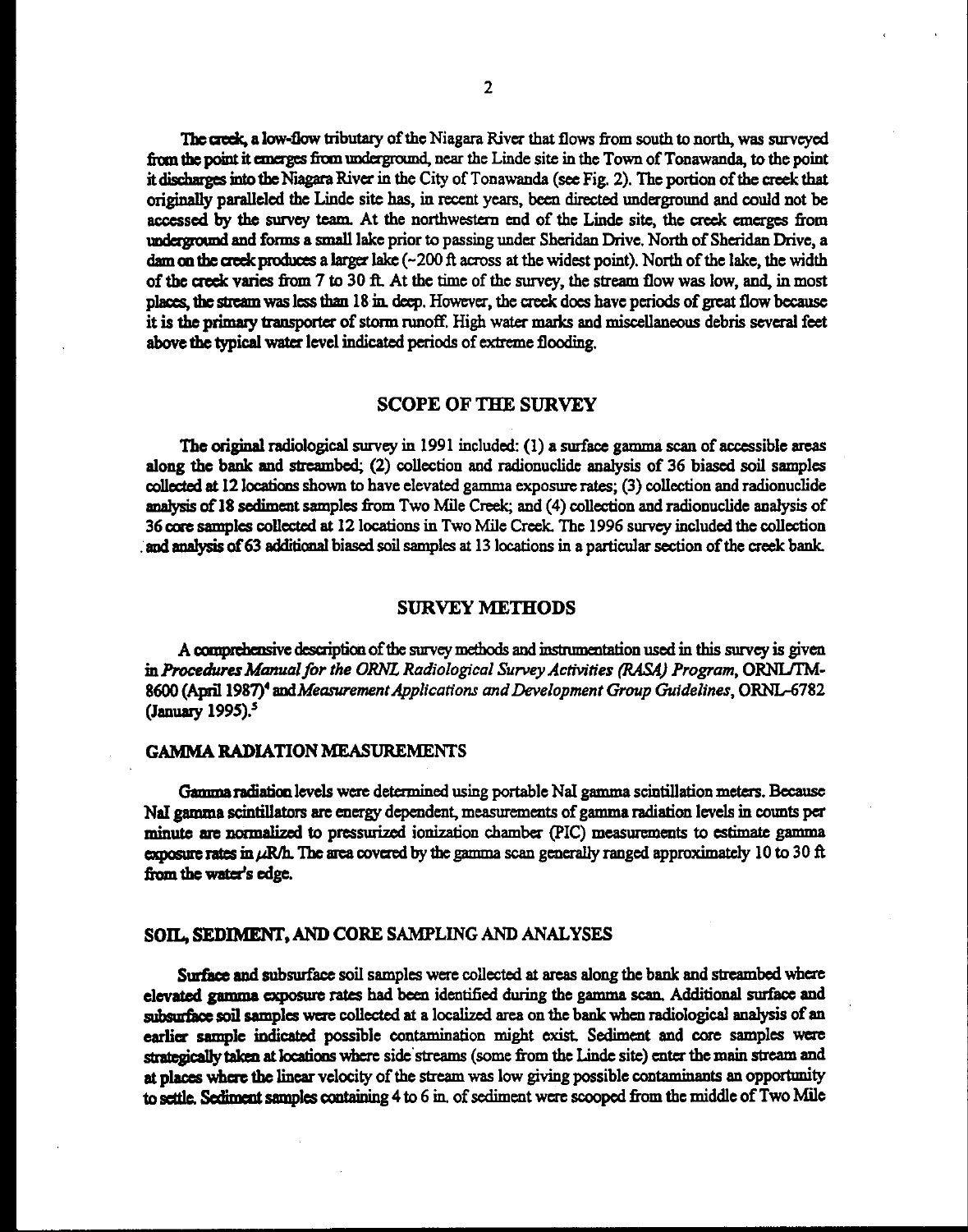The creek, a low-flow tributary of the Niagara River that flows from south to north, was surveyed from the point it emerges from underground, near the Linde site in the Town of Tonawanda, to the point it discharges into the Niagara River in the City of Tonawanda (see Fig. 2). The portion of the creek that originally paralleled the Linde site has, in recent years, been directed underground and could not be accessed by the survey team. At the northwestern end of the Linde site, the creek emerges from underground and forms a small lake prior to passing under Sheridan Drive. North of Sheridan Drive, a dam on the creek produces a larger lake (~200 ft across at the widest point). North of the lake, the width of the creek varies from 7 to 30 ft. At the time of the survey, the stream flow was low, and, in most places, the stream was less than 18 in. deep. However, the creek does have periods of great flow because it is the primary transporter of storm runoff. High water marks and miscellaneous debris several feet above the typical water level indicated periods of extreme flooding.

## SCOPE OF THE SURVEY

The original radiological survey in 1991 included: (1) a surface gamma scan of accessible areas along the bank and streambed; (2) collection and radionuclide analysis of 36 biased soil samples collected at 12 locations shown to have elevated gamma exposure rates; (3) collection and radionuclide analysis of 18 sediment samples from Two Mile Creek; and (4) collection and radionuclide analysis of 36 core samples collected at 12 locations in Two Mile Creek. The 1996 survey included the collection and analysis of 63 additional biased soil samples at 13 locations in a particular section of the creek bank.

## SURVEY METHODS

A comprehensive description of the survey methods and instrumentation used in this survey is given in *Procedures Manual for the ORNL Radiological Survey Activities (RASA) Program*, ORNL/TM-8600 (April 1987)[4] and *Measurement Applications and Development Group Guidelines*, ORNL-6782 (January 1995).[5]

### GAMMA RADIATION MEASUREMENTS

Gamma radiation levels were determined using portable NaI gamma scintillation meters. Because NaI gamma scintillators are energy dependent, measurements of gamma radiation levels in counts per minute are normalized to pressurized ionization chamber (PIC) measurements to estimate gamma exposure rates in $\mu$R/h. The area covered by the gamma scan generally ranged approximately 10 to 30 ft from the water's edge.

### SOIL, SEDIMENT, AND CORE SAMPLING AND ANALYSES

Surface and subsurface soil samples were collected at areas along the bank and streambed where elevated gamma exposure rates had been identified during the gamma scan. Additional surface and subsurface soil samples were collected at a localized area on the bank when radiological analysis of an earlier sample indicated possible contamination might exist. Sediment and core samples were strategically taken at locations where side streams (some from the Linde site) enter the main stream and at places where the linear velocity of the stream was low giving possible contaminants an opportunity to settle. Sediment samples containing 4 to 6 in. of sediment were scooped from the middle of Two Mile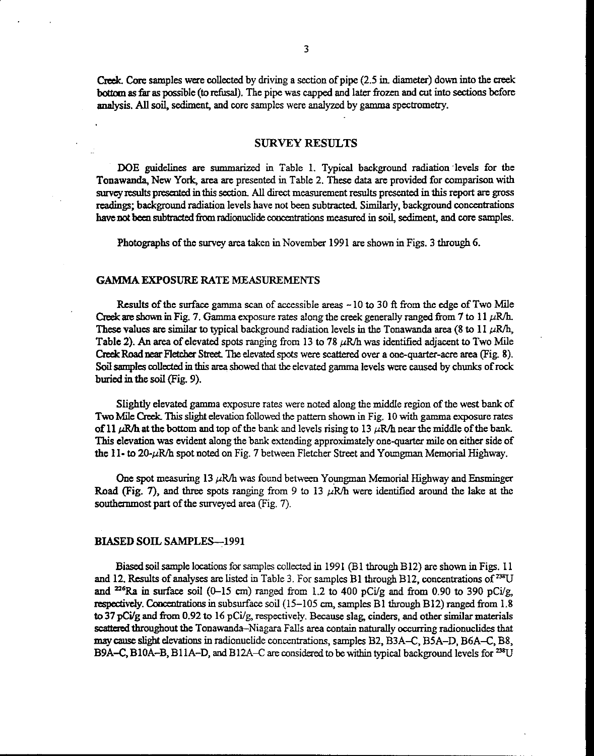Creek. Core samples were collected by driving a section of pipe (2.5 in. diameter) down into the creek bottom as far as possible (to refusal). The pipe was capped and later frozen and cut into sections before analysis. All soil, sediment, and core samples were analyzed by gamma spectrometry.

## SURVEY RESULTS

DOE guidelines are summarized in Table 1. Typical background radiation levels for the Tonawanda, New York, area are presented in Table 2. These data are provided for comparison with survey results presented in this section. All direct measurement results presented in this report are gross readings; background radiation levels have not been subtracted. Similarly, background concentrations have not been subtracted from radionuclide concentrations measured in soil, sediment, and core samples.

Photographs of the survey area taken in November 1991 are shown in Figs. 3 through 6.

### GAMMA EXPOSURE RATE MEASUREMENTS

Results of the surface gamma scan of accessible areas ~10 to 30 ft from the edge of Two Mile Creek are shown in Fig. 7. Gamma exposure rates along the creek generally ranged from 7 to 11 μR/h. These values are similar to typical background radiation levels in the Tonawanda area (8 to 11 μR/h, Table 2). An area of elevated spots ranging from 13 to 78 μR/h was identified adjacent to Two Mile Creek Road near Fletcher Street. The elevated spots were scattered over a one-quarter-acre area (Fig. 8). Soil samples collected in this area showed that the elevated gamma levels were caused by chunks of rock buried in the soil (Fig. 9).

Slightly elevated gamma exposure rates were noted along the middle region of the west bank of Two Mile Creek. This slight elevation followed the pattern shown in Fig. 10 with gamma exposure rates of 11 μR/h at the bottom and top of the bank and levels rising to 13 μR/h near the middle of the bank. This elevation was evident along the bank extending approximately one-quarter mile on either side of the 11- to 20-μR/h spot noted on Fig. 7 between Fletcher Street and Youngman Memorial Highway.

One spot measuring 13 μR/h was found between Youngman Memorial Highway and Ensminger Road (Fig. 7), and three spots ranging from 9 to 13 μR/h were identified around the lake at the southernmost part of the surveyed area (Fig. 7).

### BIASED SOIL SAMPLES—1991

Biased soil sample locations for samples collected in 1991 (B1 through B12) are shown in Figs. 11 and 12. Results of analyses are listed in Table 3. For samples B1 through B12, concentrations of $^{238}U$ and $^{226}Ra$ in surface soil (0–15 cm) ranged from 1.2 to 400 pCi/g and from 0.90 to 390 pCi/g, respectively. Concentrations in subsurface soil (15–105 cm, samples B1 through B12) ranged from 1.8 to 37 pCi/g and from 0.92 to 16 pCi/g, respectively. Because slag, cinders, and other similar materials scattered throughout the Tonawanda–Niagara Falls area contain naturally occurring radionuclides that may cause slight elevations in radionuclide concentrations, samples B2, B3A–C, B5A–D, B6A–C, B8, B9A–C, B10A–B, B11A–D, and B12A–C are considered to be within typical background levels for $^{238}U$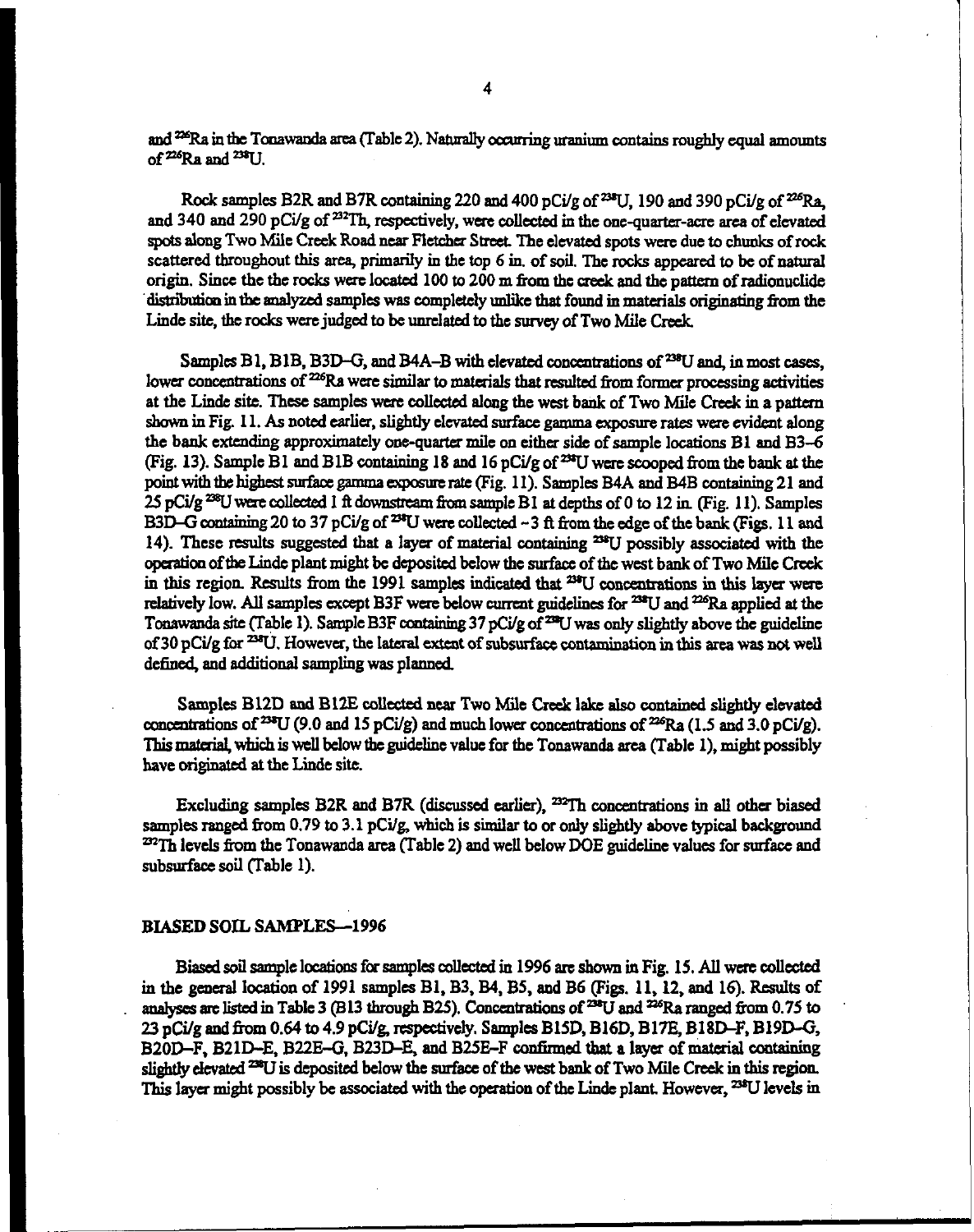and $^{226}Ra$ in the Tonawanda area (Table 2). Naturally occurring uranium contains roughly equal amounts of $^{226}Ra$ and $^{238}U$.

Rock samples B2R and B7R containing 220 and 400 pCi/g of $^{238}U$, 190 and 390 pCi/g of $^{226}Ra$, and 340 and 290 pCi/g of $^{232}Th$, respectively, were collected in the one-quarter-acre area of elevated spots along Two Mile Creek Road near Fletcher Street. The elevated spots were due to chunks of rock scattered throughout this area, primarily in the top 6 in. of soil. The rocks appeared to be of natural origin. Since the the rocks were located 100 to 200 m from the creek and the pattern of radionuclide distribution in the analyzed samples was completely unlike that found in materials originating from the Linde site, the rocks were judged to be unrelated to the survey of Two Mile Creek.

Samples B1, B1B, B3D–G, and B4A–B with elevated concentrations of $^{238}U$ and, in most cases, lower concentrations of $^{226}Ra$ were similar to materials that resulted from former processing activities at the Linde site. These samples were collected along the west bank of Two Mile Creek in a pattern shown in Fig. 11. As noted earlier, slightly elevated surface gamma exposure rates were evident along the bank extending approximately one-quarter mile on either side of sample locations B1 and B3–6 (Fig. 13). Sample B1 and B1B containing 18 and 16 pCi/g of $^{238}U$ were scooped from the bank at the point with the highest surface gamma exposure rate (Fig. 11). Samples B4A and B4B containing 21 and 25 pCi/g $^{238}U$ were collected 1 ft downstream from sample B1 at depths of 0 to 12 in. (Fig. 11). Samples B3D–G containing 20 to 37 pCi/g of $^{238}U$ were collected ~3 ft from the edge of the bank (Figs. 11 and 14). These results suggested that a layer of material containing $^{238}U$ possibly associated with the operation of the Linde plant might be deposited below the surface of the west bank of Two Mile Creek in this region. Results from the 1991 samples indicated that $^{238}U$ concentrations in this layer were relatively low. All samples except B3F were below current guidelines for $^{238}U$ and $^{226}Ra$ applied at the Tonawanda site (Table 1). Sample B3F containing 37 pCi/g of $^{238}U$ was only slightly above the guideline of 30 pCi/g for $^{238}U$. However, the lateral extent of subsurface contamination in this area was not well defined, and additional sampling was planned.

Samples B12D and B12E collected near Two Mile Creek lake also contained slightly elevated concentrations of $^{238}U$ (9.0 and 15 pCi/g) and much lower concentrations of $^{226}Ra$ (1.5 and 3.0 pCi/g). This material, which is well below the guideline value for the Tonawanda area (Table 1), might possibly have originated at the Linde site.

Excluding samples B2R and B7R (discussed earlier), $^{232}Th$ concentrations in all other biased samples ranged from 0.79 to 3.1 pCi/g, which is similar to or only slightly above typical background $^{232}Th$ levels from the Tonawanda area (Table 2) and well below DOE guideline values for surface and subsurface soil (Table 1).

## BIASED SOIL SAMPLES—1996

Biased soil sample locations for samples collected in 1996 are shown in Fig. 15. All were collected in the general location of 1991 samples B1, B3, B4, B5, and B6 (Figs. 11, 12, and 16). Results of analyses are listed in Table 3 (B13 through B25). Concentrations of $^{238}U$ and $^{226}Ra$ ranged from 0.75 to 23 pCi/g and from 0.64 to 4.9 pCi/g, respectively. Samples B15D, B16D, B17E, B18D–F, B19D–G, B20D–F, B21D–E, B22E–G, B23D–E, and B25E–F confirmed that a layer of material containing slightly elevated $^{238}U$ is deposited below the surface of the west bank of Two Mile Creek in this region. This layer might possibly be associated with the operation of the Linde plant. However, $^{238}U$ levels in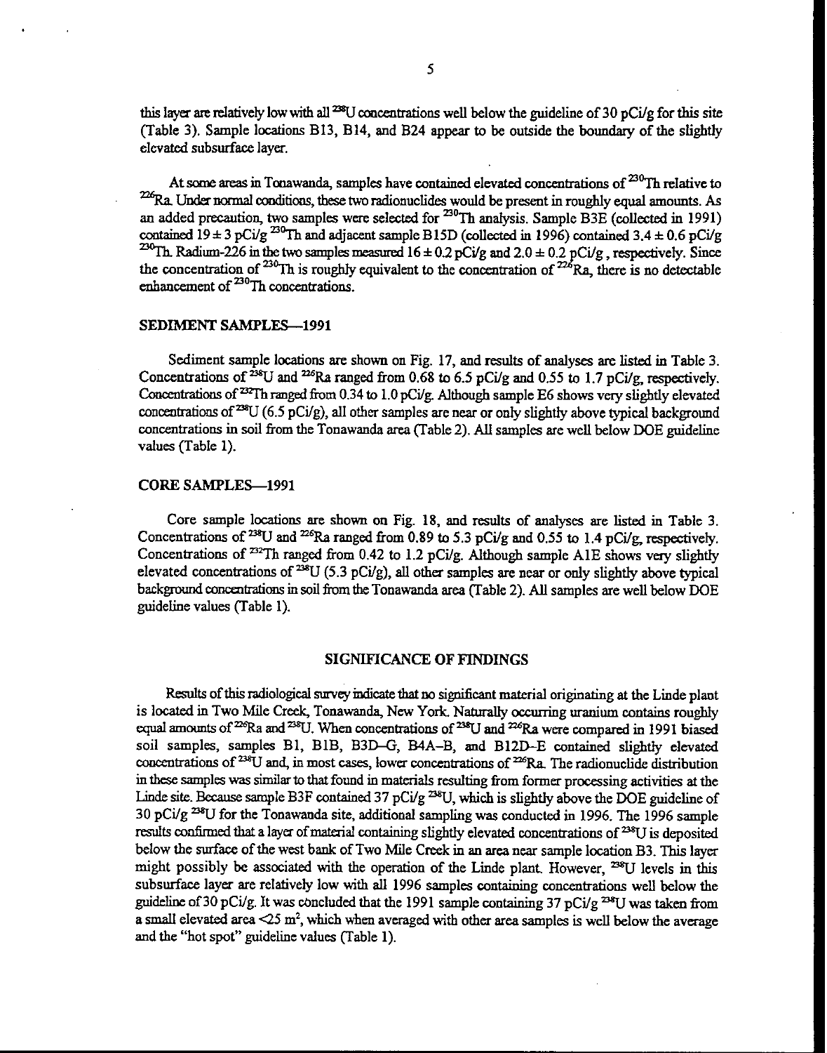this layer are relatively low with all $^{238}U$ concentrations well below the guideline of 30 pCi/g for this site (Table 3). Sample locations B13, B14, and B24 appear to be outside the boundary of the slightly elevated subsurface layer.

At some areas in Tonawanda, samples have contained elevated concentrations of $^{230}Th$ relative to $^{226}Ra$. Under normal conditions, these two radionuclides would be present in roughly equal amounts. As an added precaution, two samples were selected for $^{230}Th$ analysis. Sample B3E (collected in 1991) contained 19 ± 3 pCi/g $^{230}Th$ and adjacent sample B15D (collected in 1996) contained 3.4 ± 0.6 pCi/g $^{230}Th$. Radium-226 in the two samples measured 16 ± 0.2 pCi/g and 2.0 ± 0.2 pCi/g, respectively. Since the concentration of $^{230}Th$ is roughly equivalent to the concentration of $^{226}Ra$, there is no detectable enhancement of $^{230}Th$ concentrations.

## SEDIMENT SAMPLES—1991

Sediment sample locations are shown on Fig. 17, and results of analyses are listed in Table 3. Concentrations of $^{238}U$ and $^{226}Ra$ ranged from 0.68 to 6.5 pCi/g and 0.55 to 1.7 pCi/g, respectively. Concentrations of $^{232}Th$ ranged from 0.34 to 1.0 pCi/g. Although sample E6 shows very slightly elevated concentrations of $^{238}U$ (6.5 pCi/g), all other samples are near or only slightly above typical background concentrations in soil from the Tonawanda area (Table 2). All samples are well below DOE guideline values (Table 1).

## CORE SAMPLES—1991

Core sample locations are shown on Fig. 18, and results of analyses are listed in Table 3. Concentrations of $^{238}U$ and $^{226}Ra$ ranged from 0.89 to 5.3 pCi/g and 0.55 to 1.4 pCi/g, respectively. Concentrations of $^{232}Th$ ranged from 0.42 to 1.2 pCi/g. Although sample A1E shows very slightly elevated concentrations of $^{238}U$ (5.3 pCi/g), all other samples are near or only slightly above typical background concentrations in soil from the Tonawanda area (Table 2). All samples are well below DOE guideline values (Table 1).

## SIGNIFICANCE OF FINDINGS

Results of this radiological survey indicate that no significant material originating at the Linde plant is located in Two Mile Creek, Tonawanda, New York. Naturally occurring uranium contains roughly equal amounts of $^{226}Ra$ and $^{238}U$. When concentrations of $^{238}U$ and $^{226}Ra$ were compared in 1991 biased soil samples, samples B1, B1B, B3D–G, B4A–B, and B12D–E contained slightly elevated concentrations of $^{238}U$ and, in most cases, lower concentrations of $^{226}Ra$. The radionuclide distribution in these samples was similar to that found in materials resulting from former processing activities at the Linde site. Because sample B3F contained 37 pCi/g $^{238}U$, which is slightly above the DOE guideline of 30 pCi/g $^{238}U$ for the Tonawanda site, additional sampling was conducted in 1996. The 1996 sample results confirmed that a layer of material containing slightly elevated concentrations of $^{238}U$ is deposited below the surface of the west bank of Two Mile Creek in an area near sample location B3. This layer might possibly be associated with the operation of the Linde plant. However, $^{238}U$ levels in this subsurface layer are relatively low with all 1996 samples containing concentrations well below the guideline of 30 pCi/g. It was concluded that the 1991 sample containing 37 pCi/g $^{238}U$ was taken from a small elevated area <25 m$^2$, which when averaged with other area samples is well below the average and the "hot spot" guideline values (Table 1).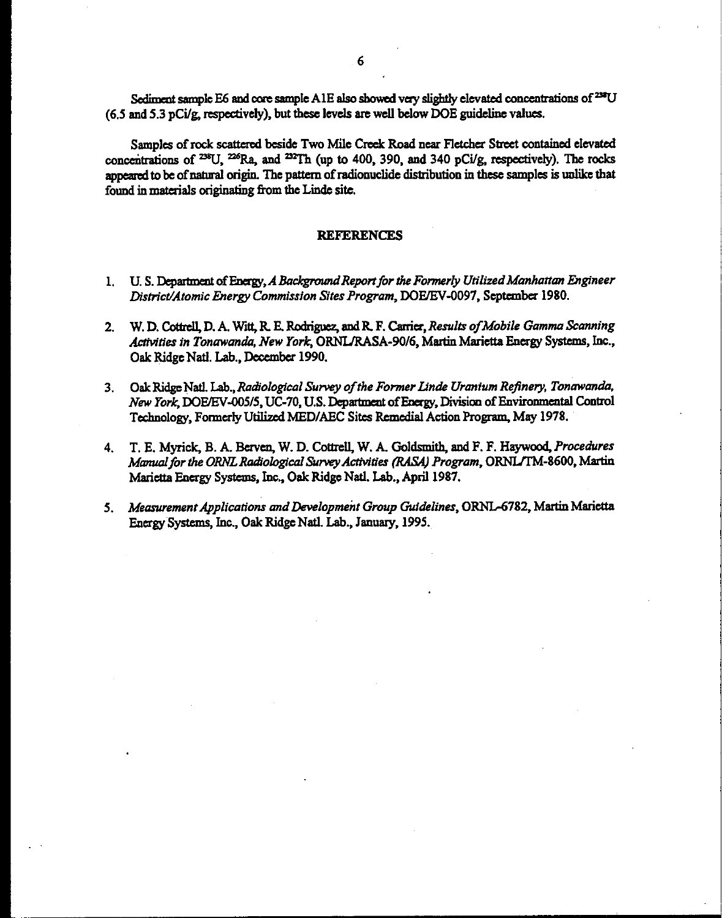Sediment sample E6 and core sample A1E also showed very slightly elevated concentrations of $^{238}U$ (6.5 and 5.3 pCi/g, respectively), but these levels are well below DOE guideline values.

Samples of rock scattered beside Two Mile Creek Road near Fletcher Street contained elevated concentrations of $^{238}U$, $^{226}Ra$, and $^{232}Th$ (up to 400, 390, and 340 pCi/g, respectively). The rocks appeared to be of natural origin. The pattern of radionuclide distribution in these samples is unlike that found in materials originating from the Linde site.

## REFERENCES

1. U. S. Department of Energy, *A Background Report for the Formerly Utilized Manhattan Engineer District/Atomic Energy Commission Sites Program*, DOE/EV-0097, September 1980.

2. W. D. Cottrell, D. A. Witt, R. E. Rodriguez, and R. F. Carrier, *Results of Mobile Gamma Scanning Activities in Tonawanda, New York*, ORNL/RASA-90/6, Martin Marietta Energy Systems, Inc., Oak Ridge Natl. Lab., December 1990.

3. Oak Ridge Natl. Lab., *Radiological Survey of the Former Linde Uranium Refinery, Tonawanda, New York*, DOE/EV-005/5, UC-70, U.S. Department of Energy, Division of Environmental Control Technology, Formerly Utilized MED/AEC Sites Remedial Action Program, May 1978.

4. T. E. Myrick, B. A. Berven, W. D. Cottrell, W. A. Goldsmith, and F. F. Haywood, *Procedures Manual for the ORNL Radiological Survey Activities (RASA) Program*, ORNL/TM-8600, Martin Marietta Energy Systems, Inc., Oak Ridge Natl. Lab., April 1987.

5. *Measurement Applications and Development Group Guidelines*, ORNL-6782, Martin Marietta Energy Systems, Inc., Oak Ridge Natl. Lab., January, 1995.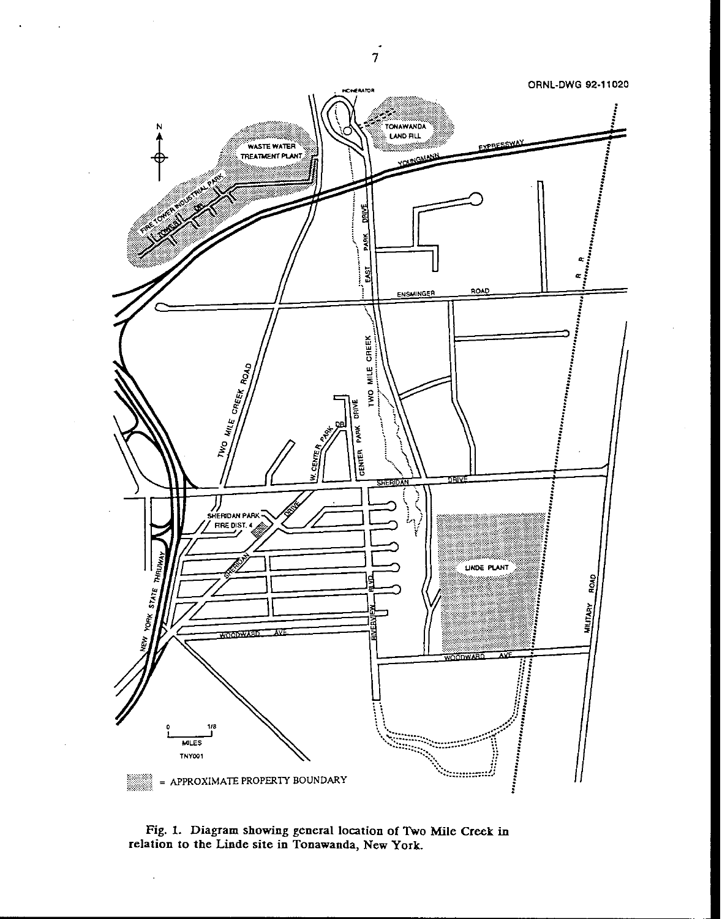ORNL-DWG 92-11020

= APPROXIMATE PROPERTY BOUNDARY

**Fig. 1. Diagram showing general location of Two Mile Creek in relation to the Linde site in Tonawanda, New York.**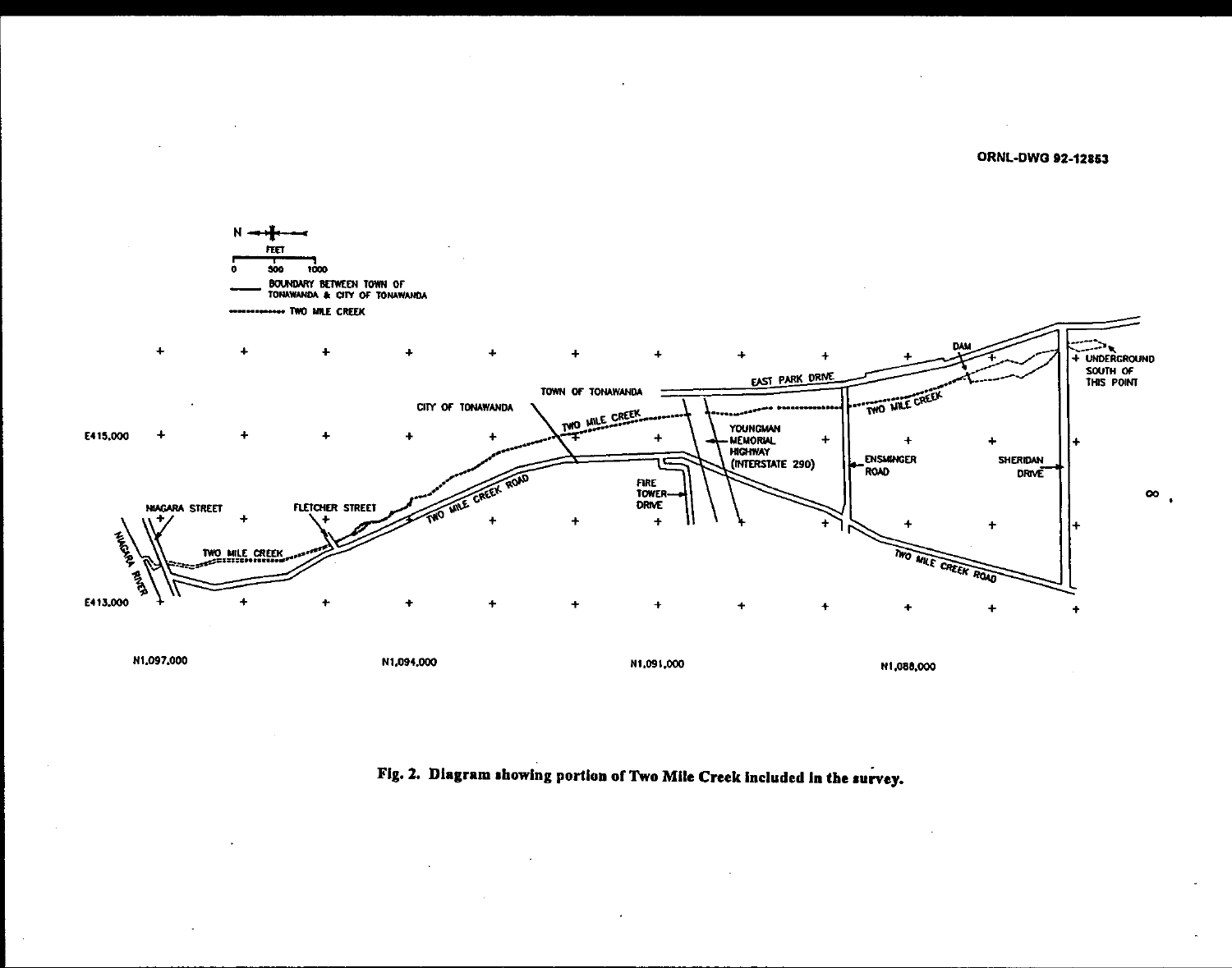ORNL-DWG 92-12853

Fig. 2. Diagram showing portion of Two Mile Creek included in the survey.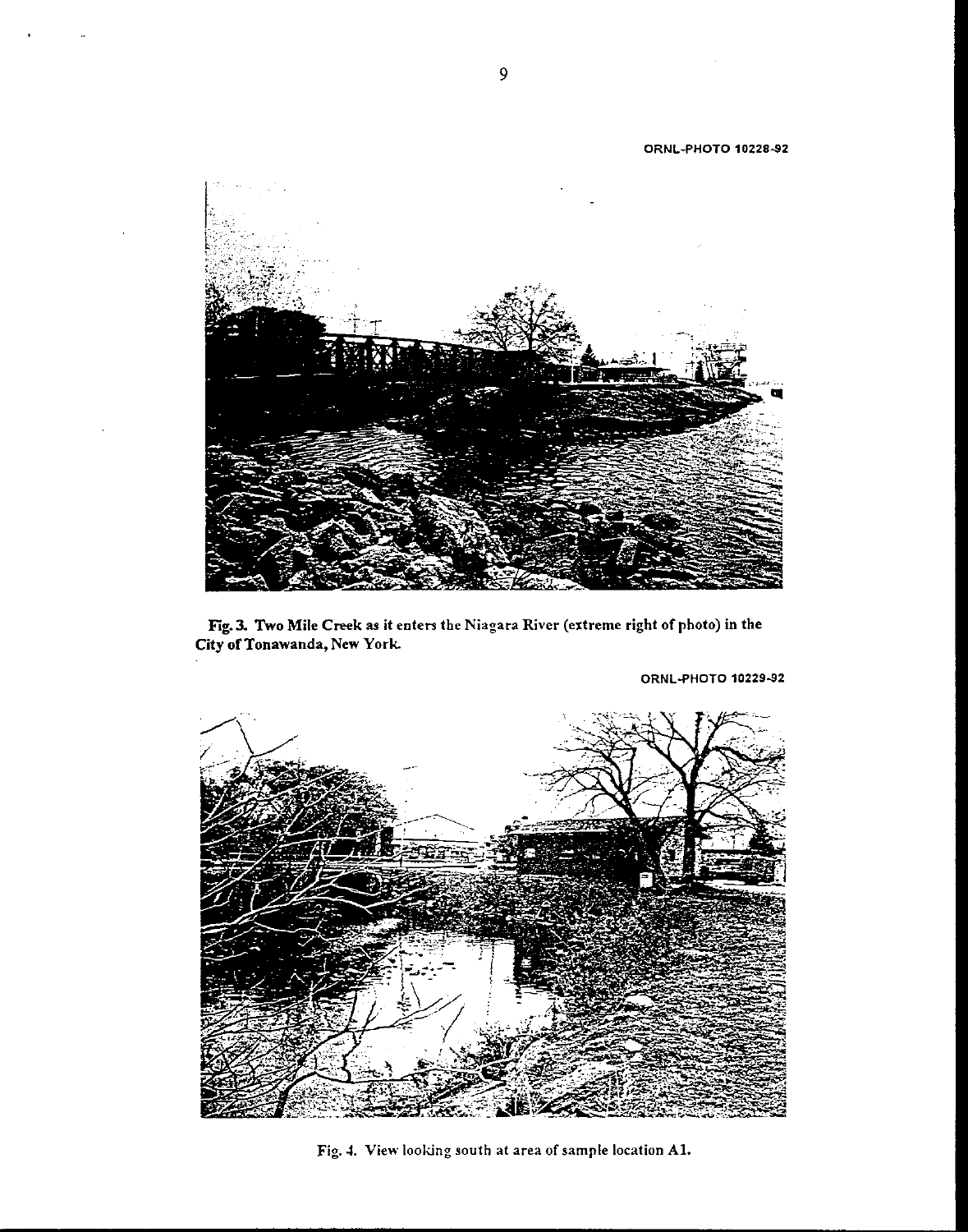ORNL-PHOTO 10228-92

**Fig. 3.** Two Mile Creek as it enters the Niagara River (extreme right of photo) in the City of Tonawanda, New York.

ORNL-PHOTO 10229-92

Fig. 4. View looking south at area of sample location A1.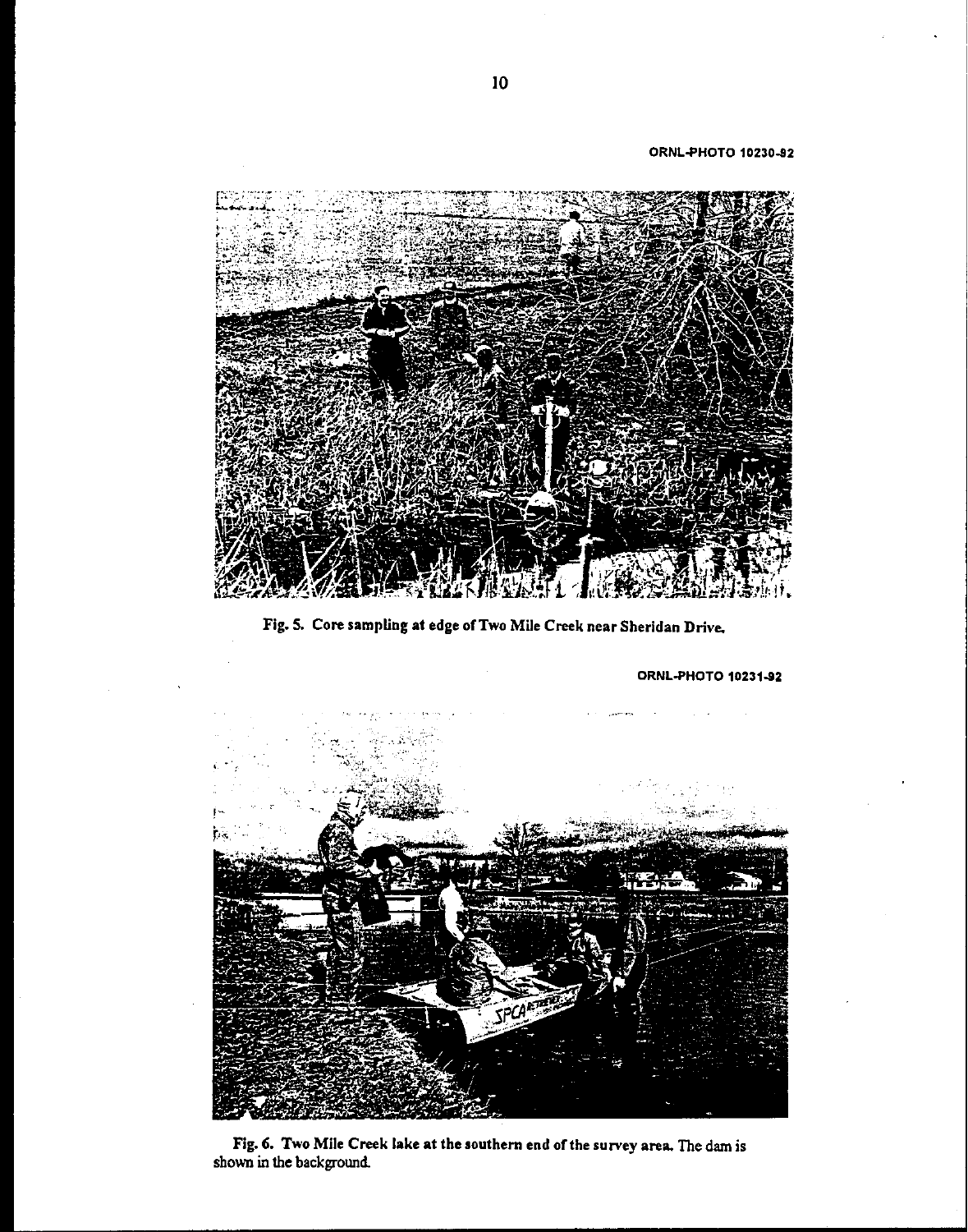ORNL-PHOTO 10230-92

Fig. 5. Core sampling at edge of Two Mile Creek near Sheridan Drive.

ORNL-PHOTO 10231-92

Fig. 6. Two Mile Creek lake at the southern end of the survey area. The dam is shown in the background.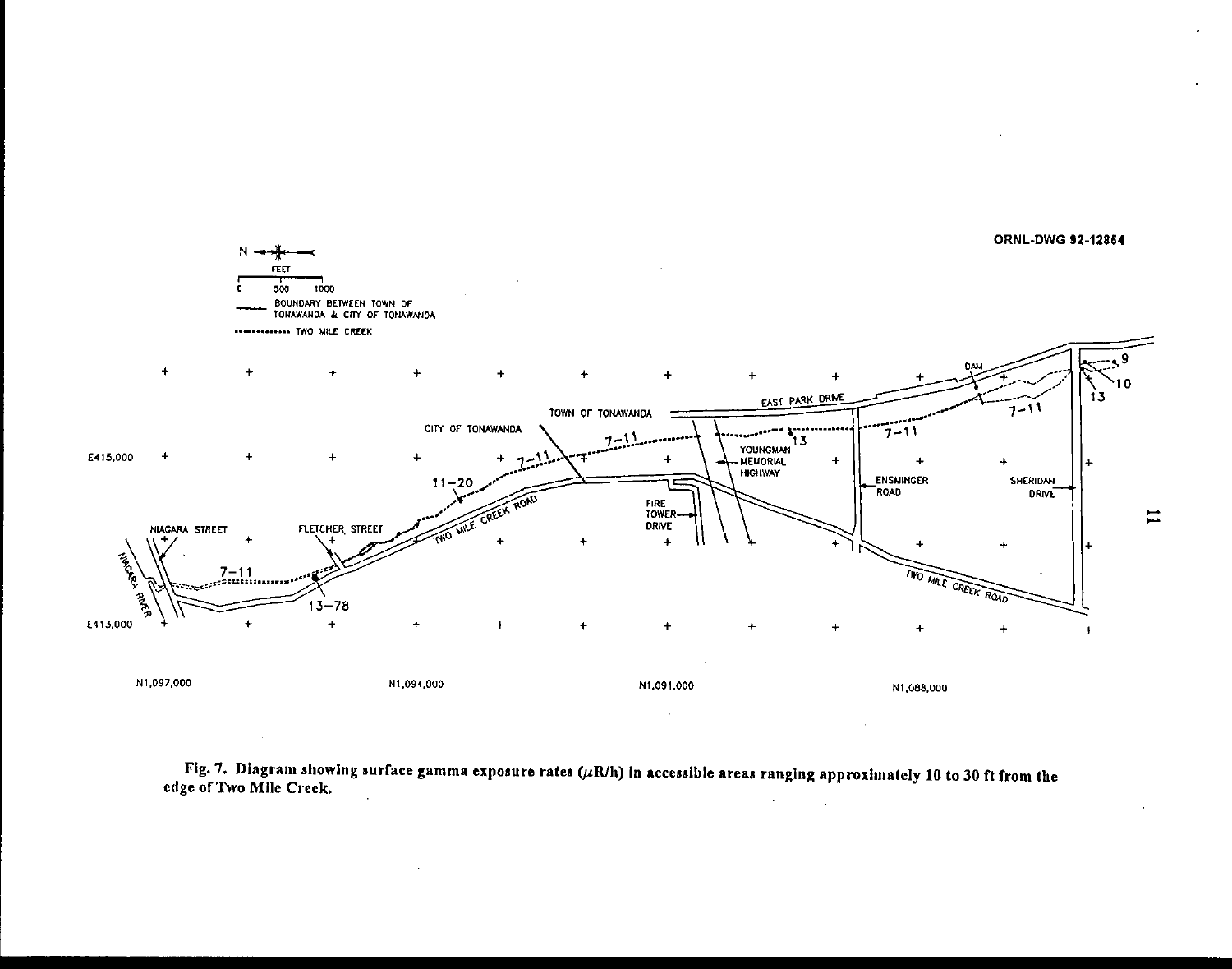ORNL-DWG 92-12864

Fig. 7. Diagram showing surface gamma exposure rates (μR/h) in accessible areas ranging approximately 10 to 30 ft from the edge of Two Mile Creek.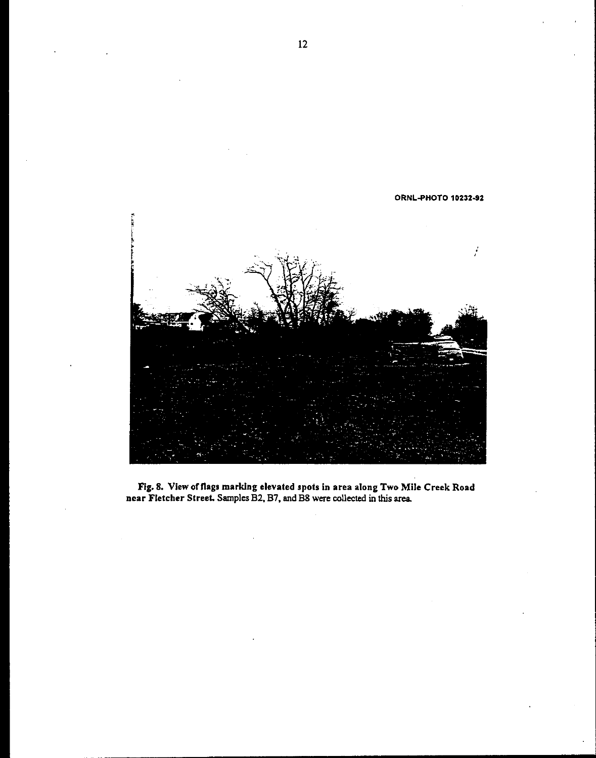ORNL-PHOTO 10232-92

**Fig. 8. View of flags marking elevated spots in area along Two Mile Creek Road near Fletcher Street.** Samples B2, B7, and B8 were collected in this area.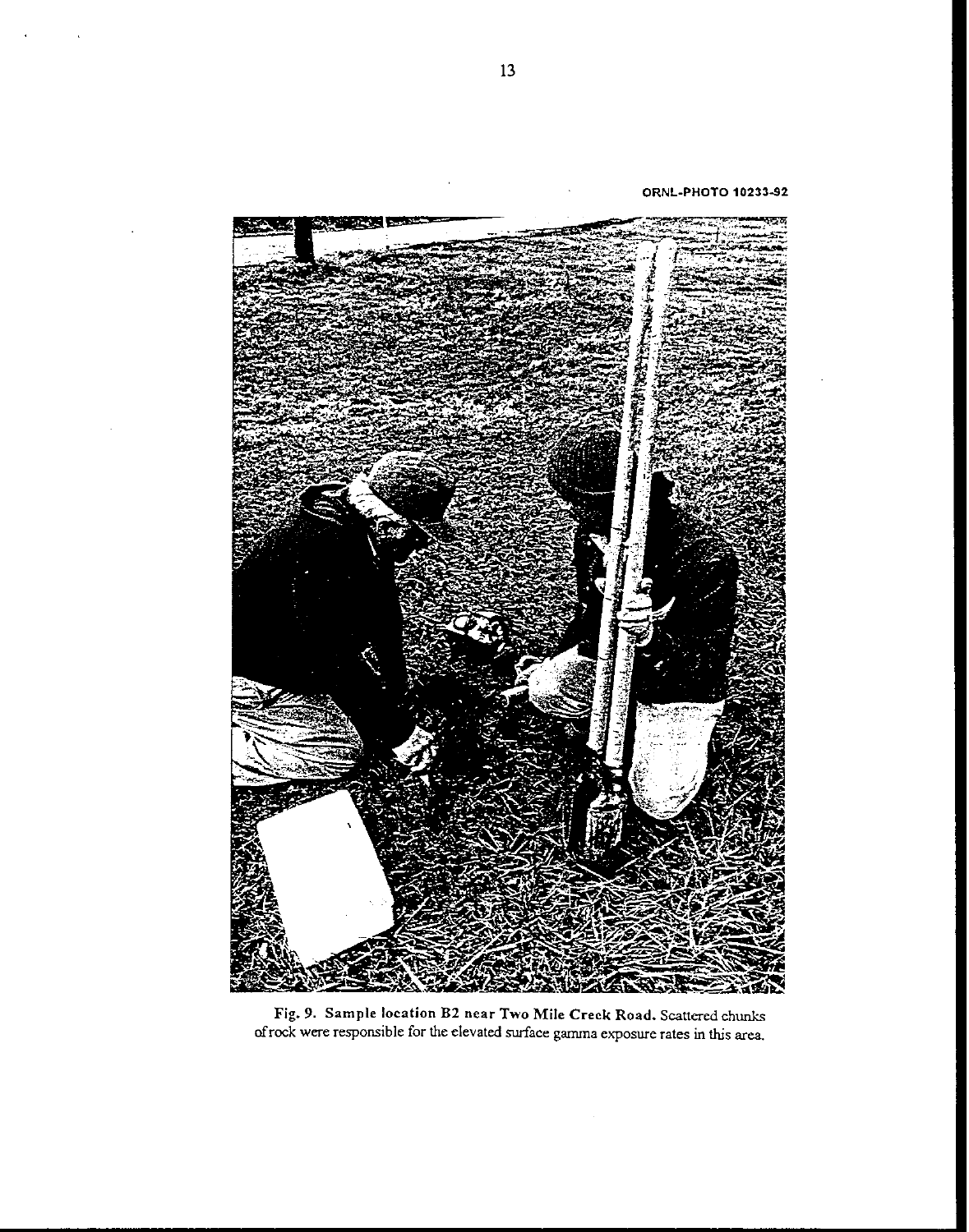ORNL-PHOTO 10233-92

**Fig. 9. Sample location B2 near Two Mile Creek Road.** Scattered chunks of rock were responsible for the elevated surface gamma exposure rates in this area.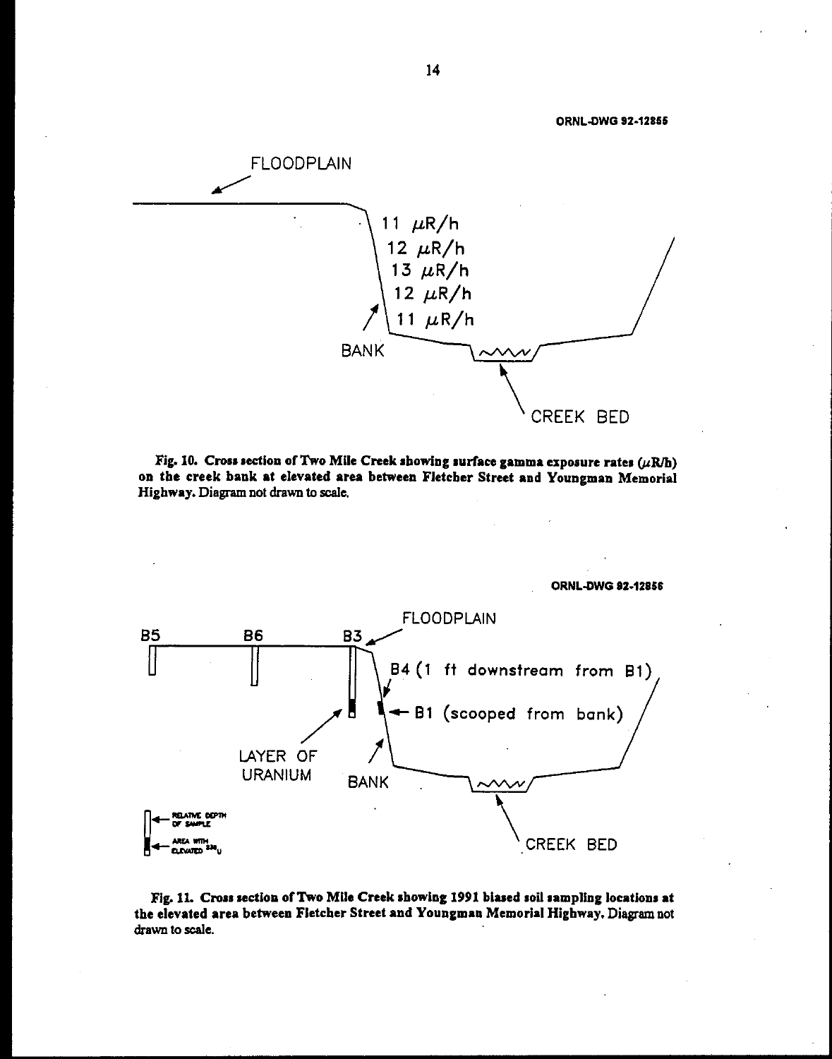ORNL-DWG 92-12855

FLOODPLAIN

11 $\mu$R/h
12 $\mu$R/h
13 $\mu$R/h
12 $\mu$R/h
11 $\mu$R/h

BANK

CREEK BED

**Fig. 10. Cross section of Two Mile Creek showing surface gamma exposure rates ($\mu$R/h) on the creek bank at elevated area between Fletcher Street and Youngman Memorial Highway.** Diagram not drawn to scale.

ORNL-DWG 92-12856

B5 B6 B3 FLOODPLAIN

B4 (1 ft downstream from B1)

B1 (scooped from bank)

LAYER OF URANIUM

BANK

CREEK BED

RELATIVE DEPTH OF SAMPLE

AREA WITH ELEVATED $^{238}$U

**Fig. 11. Cross section of Two Mile Creek showing 1991 biased soil sampling locations at the elevated area between Fletcher Street and Youngman Memorial Highway.** Diagram not drawn to scale.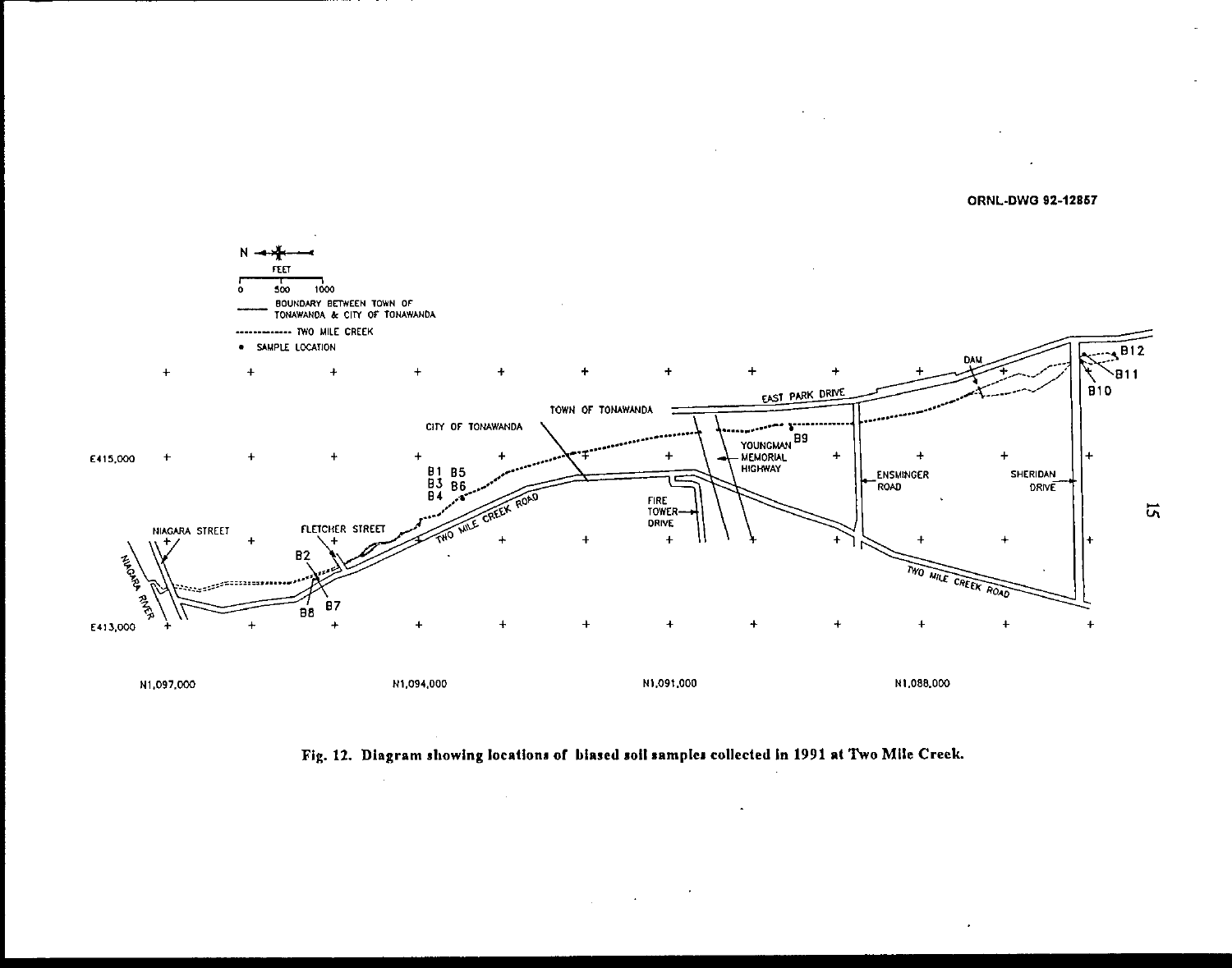ORNL-DWG 92-12857

Fig. 12. Diagram showing locations of biased soil samples collected in 1991 at Two Mile Creek.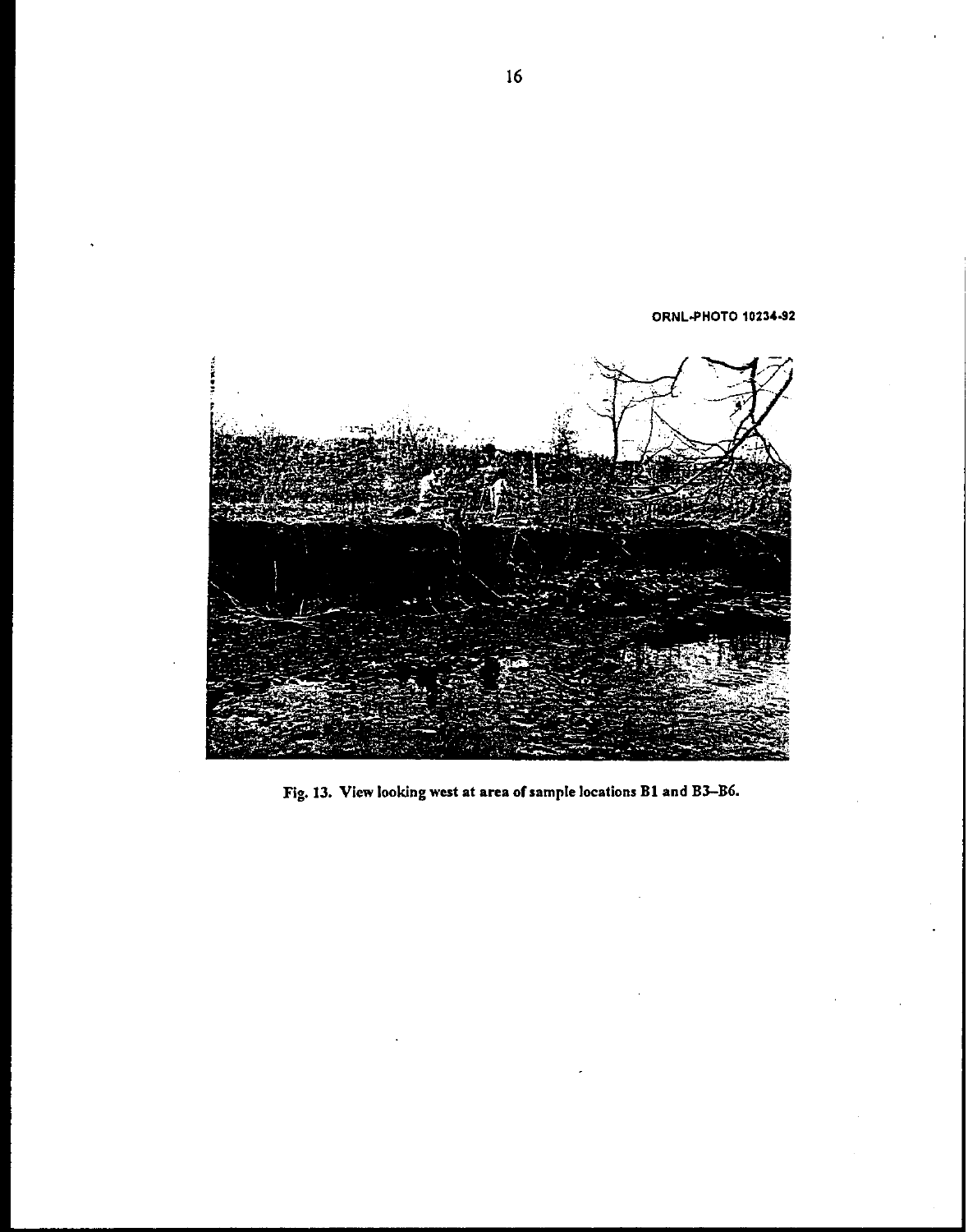ORNL-PHOTO 10234-92

Fig. 13. View looking west at area of sample locations B1 and B3–B6.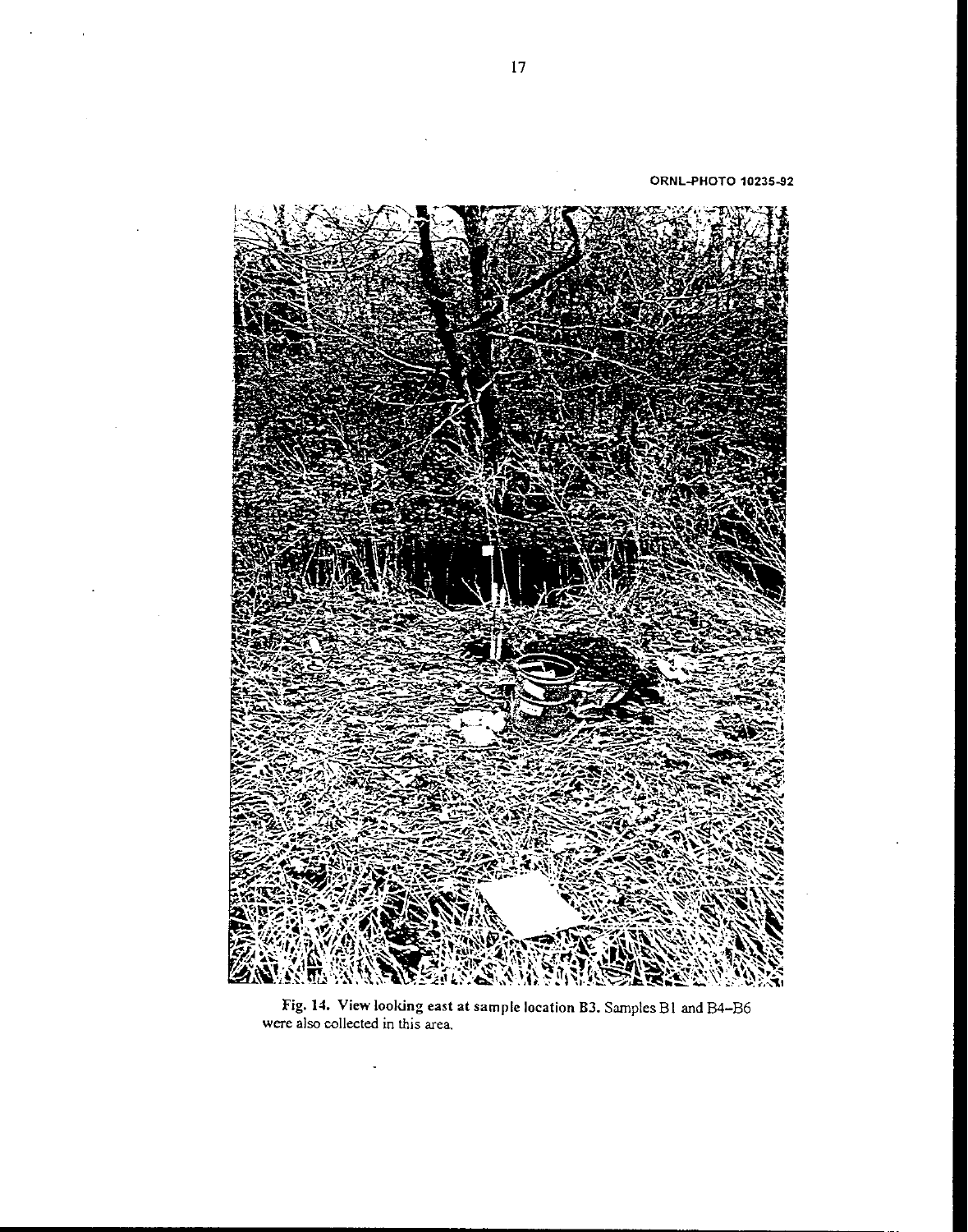ORNL-PHOTO 10235-92

Fig. 14. View looking east at sample location B3. Samples B1 and B4–B6 were also collected in this area.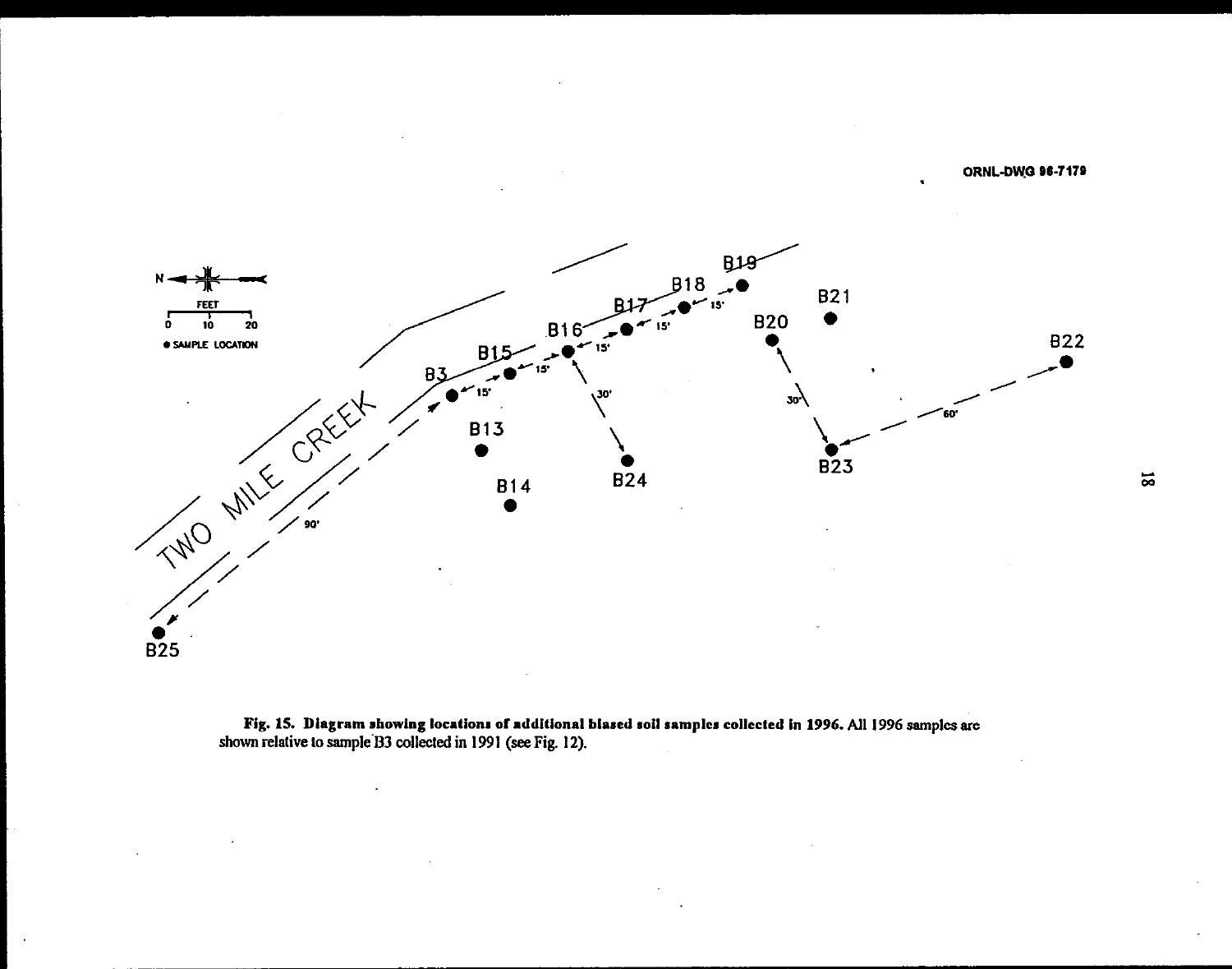ORNL-DWG 96-7179

Fig. 15. Diagram showing locations of additional biased soil samples collected in 1996. All 1996 samples are shown relative to sample B3 collected in 1991 (see Fig. 12).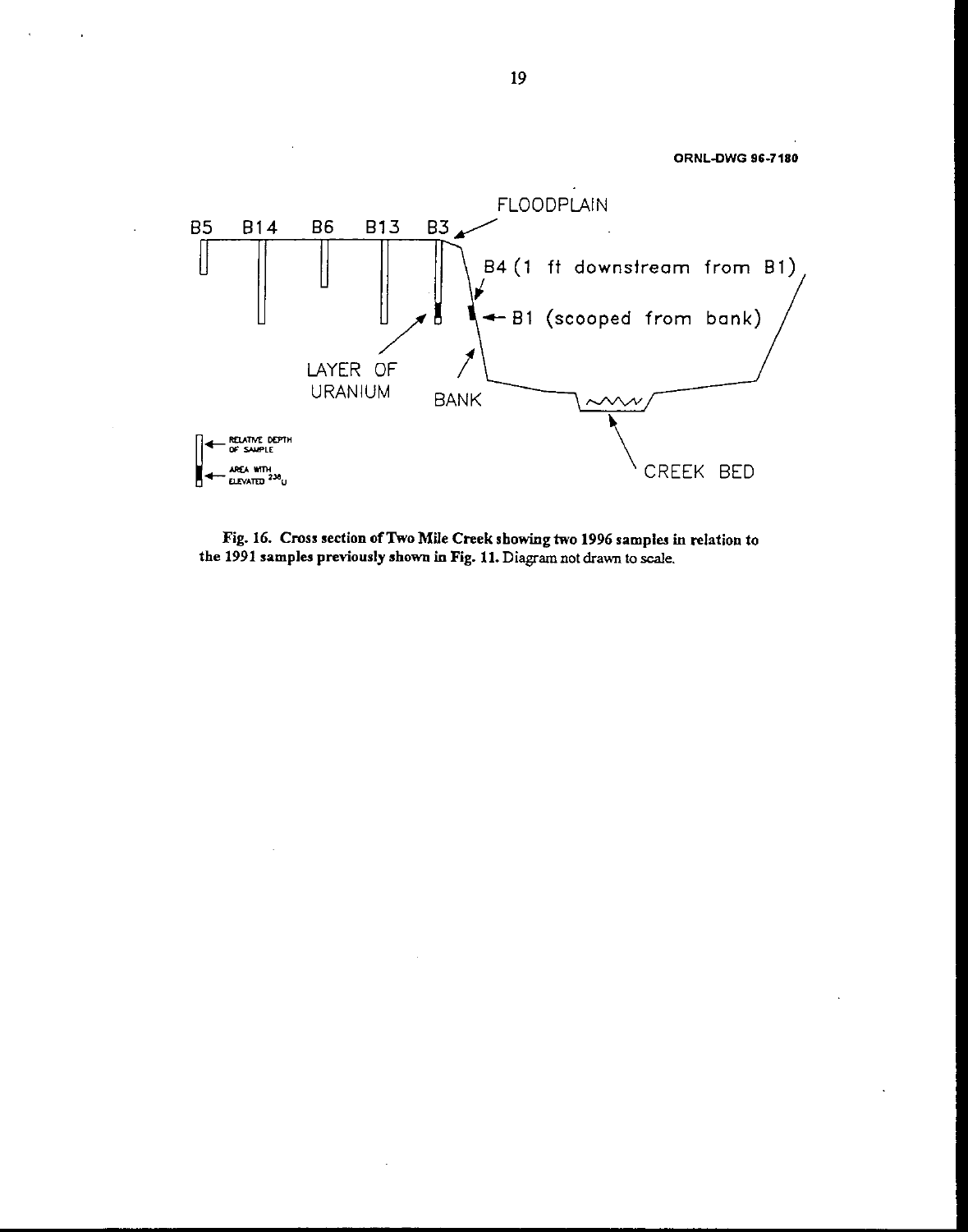ORNL-DWG 96-7180

FLOODPLAIN

B5 B14 B6 B13 B3

B4 (1 ft downstream from B1)

B1 (scooped from bank)

LAYER OF URANIUM

BANK

CREEK BED

RELATIVE DEPTH OF SAMPLE

AREA WITH ELEVATED $^{238}U$

**Fig. 16. Cross section of Two Mile Creek showing two 1996 samples in relation to the 1991 samples previously shown in Fig. 11.** Diagram not drawn to scale.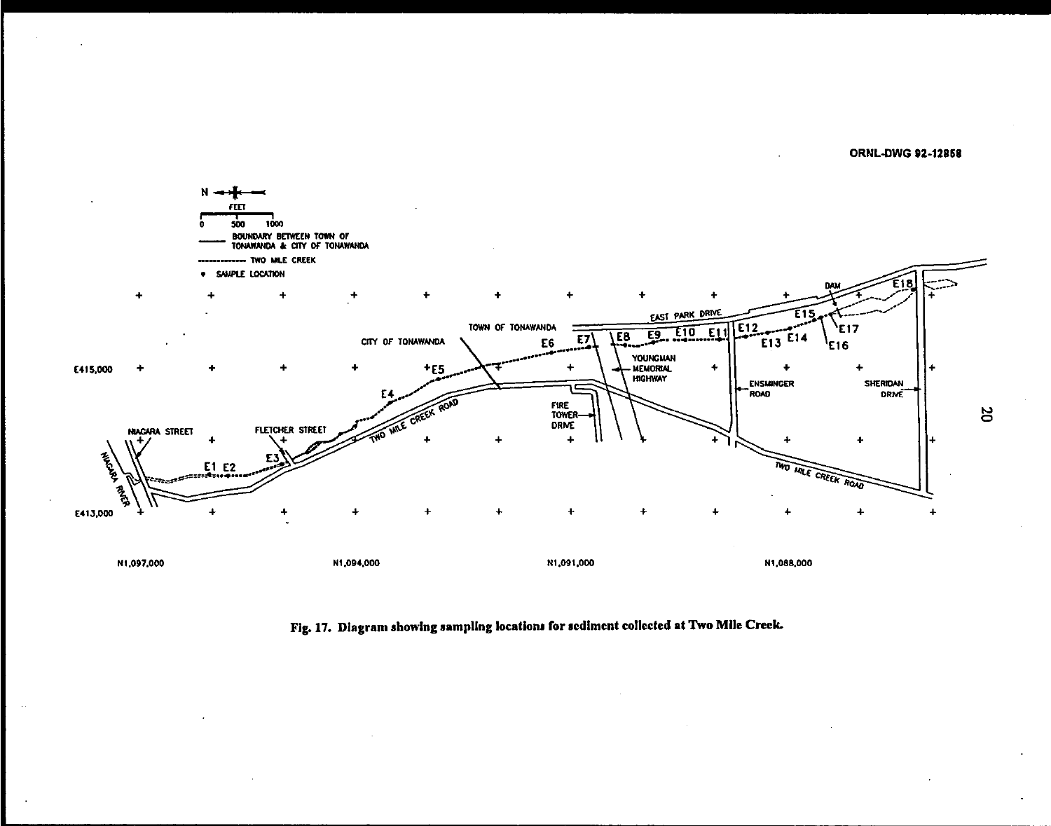ORNL-DWG 92-12858

N

FEET

0 500 1000

BOUNDARY BETWEEN TOWN OF TONAWANDA & CITY OF TONAWANDA

TWO MILE CREEK

• SAMPLE LOCATION

E415,000

E413,000

N1,097,000 N1,094,000 N1,091,000 N1,088,000

NIAGARA STREET FLETCHER STREET NIAGARA RIVER E1 E2 E3 E4 E5 E6 E7 E8 E9 E10 E11 E12 E13 E14 E15 E16 E17 E18 DAM

CITY OF TONAWANDA TOWN OF TONAWANDA TWO MILE CREEK ROAD FIRE TOWER DRIVE YOUNGMAN MEMORIAL HIGHWAY EAST PARK DRIVE ENSMINGER ROAD SHERIDAN DRIVE TWO MILE CREEK ROAD

Fig. 17. Diagram showing sampling locations for sediment collected at Two Mile Creek.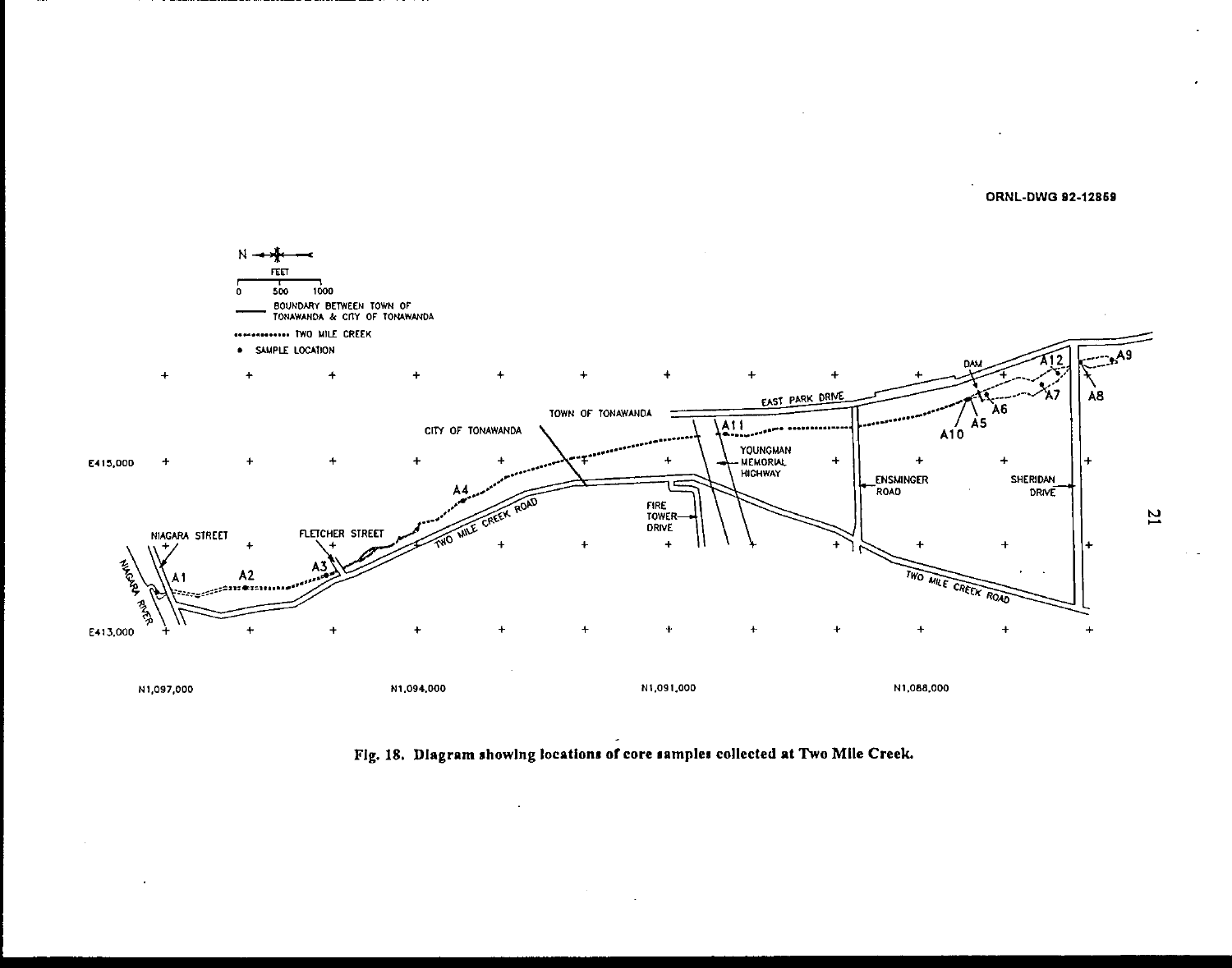ORNL-DWG 92-12859

N

FEET

0 500 1000

BOUNDARY BETWEEN TOWN OF TONAWANDA & CITY OF TONAWANDA

TWO MILE CREEK

SAMPLE LOCATION

NIAGARA RIVER

NIAGARA STREET

A1

A2

A3

FLETCHER STREET

A4

TWO MILE CREEK ROAD

CITY OF TONAWANDA

TOWN OF TONAWANDA

FIRE TOWER DRIVE

A11

YOUNGMAN MEMORIAL HIGHWAY

EAST PARK DRIVE

ENSMINGER ROAD

A10

A5

A6

DAM

A7

A12

A8

A9

SHERIDAN DRIVE

TWO MILE CREEK ROAD

E415,000

E413,000

N1,097,000

N1,094,000

N1,091,000

N1,088,000

**Fig. 18. Diagram showing locations of core samples collected at Two Mile Creek.**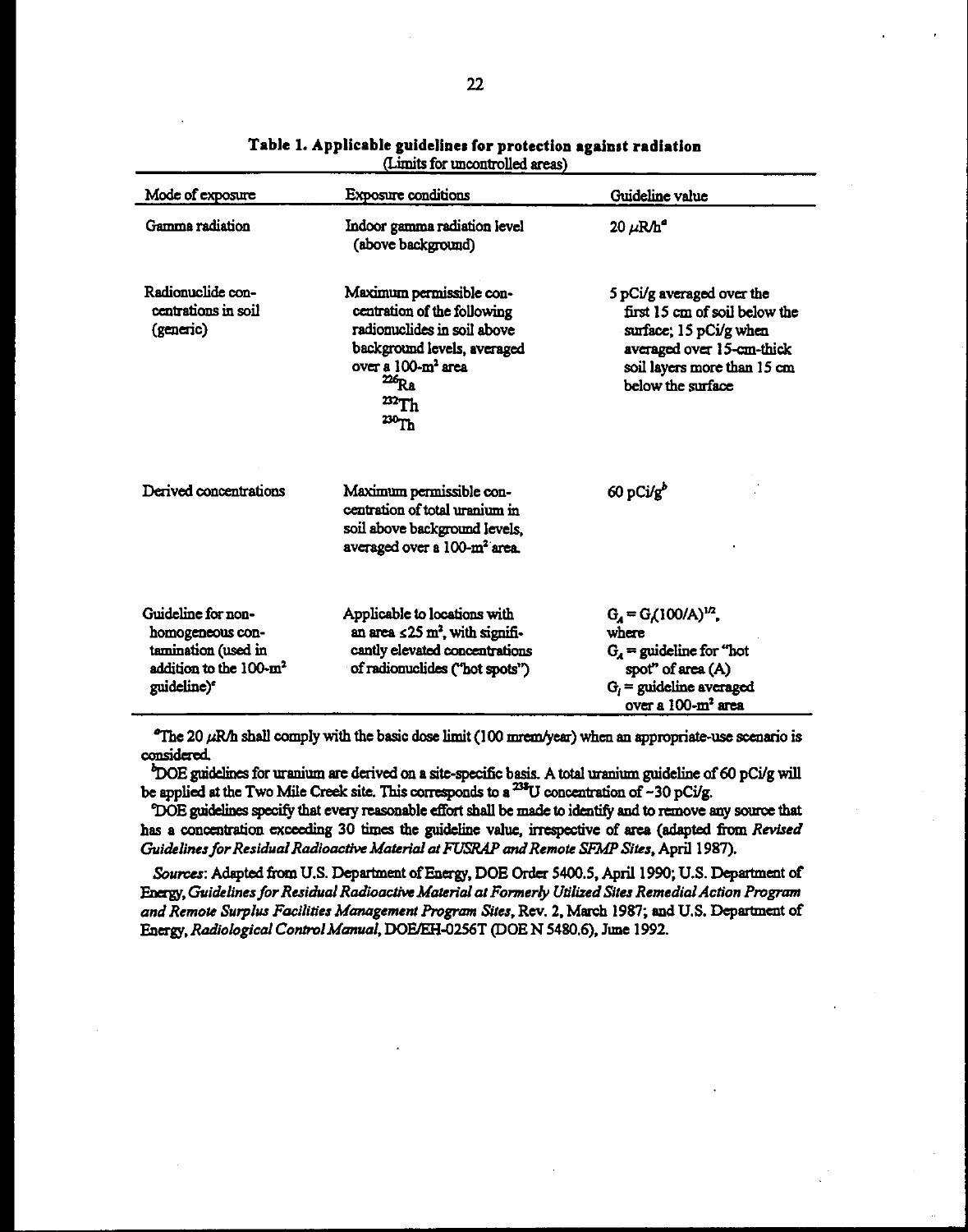**Table 1. Applicable guidelines for protection against radiation**
(Limits for uncontrolled areas)

| Mode of exposure | Exposure conditions | Guideline value |
|---|---|---|
| Gamma radiation | Indoor gamma radiation level (above background) | 20 μR/h[a] |
| Radionuclide concentrations in soil (generic) | Maximum permissible concentration of the following radionuclides in soil above background levels, averaged over a 100-$m^2$ area $^{226}Ra$ $^{232}Th$ $^{230}Th$ | 5 pCi/g averaged over the first 15 cm of soil below the surface; 15 pCi/g when averaged over 15-cm-thick soil layers more than 15 cm below the surface |
| Derived concentrations | Maximum permissible concentration of total uranium in soil above background levels, averaged over a 100-$m^2$ area. | 60 pCi/g[b] |
| Guideline for non-homogeneous contamination (used in addition to the 100-$m^2$ guideline)[c] | Applicable to locations with an area ≤25 $m^2$, with significantly elevated concentrations of radionuclides ("hot spots") | $G_A = G_l(100/A)^{1/2}$, where $G_A$ = guideline for "hot spot" of area (A) $G_l$ = guideline averaged over a 100-$m^2$ area |

[a]The 20 μR/h shall comply with the basic dose limit (100 mrem/year) when an appropriate-use scenario is considered.

[b]DOE guidelines for uranium are derived on a site-specific basis. A total uranium guideline of 60 pCi/g will be applied at the Two Mile Creek site. This corresponds to a $^{238}U$ concentration of ~30 pCi/g.

[c]DOE guidelines specify that every reasonable effort shall be made to identify and to remove any source that has a concentration exceeding 30 times the guideline value, irrespective of area (adapted from *Revised Guidelines for Residual Radioactive Material at FUSRAP and Remote SFMP Sites*, April 1987).

*Sources*: Adapted from U.S. Department of Energy, DOE Order 5400.5, April 1990; U.S. Department of Energy, *Guidelines for Residual Radioactive Material at Formerly Utilized Sites Remedial Action Program and Remote Surplus Facilities Management Program Sites*, Rev. 2, March 1987; and U.S. Department of Energy, *Radiological Control Manual*, DOE/EH-0256T (DOE N 5480.6), June 1992.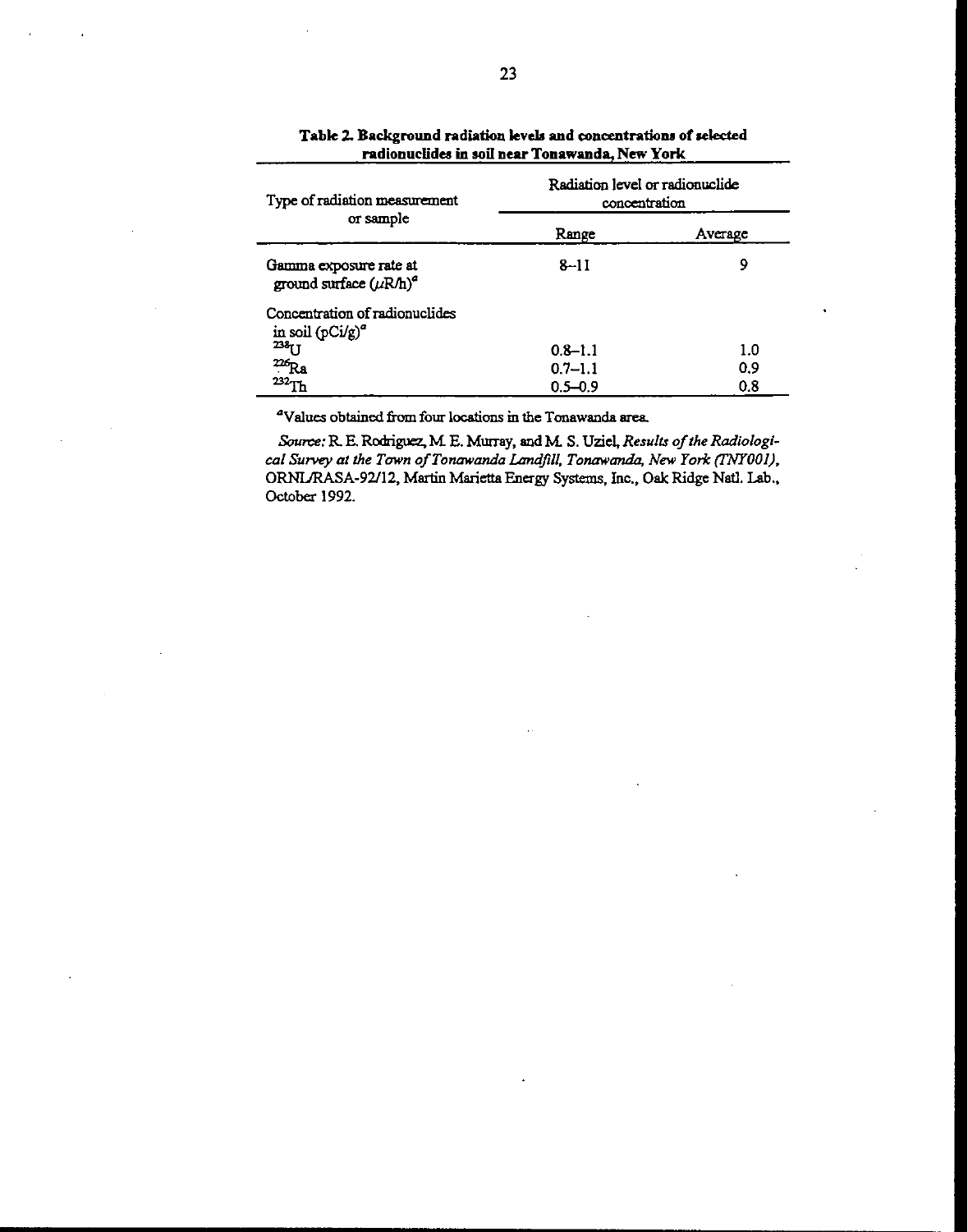**Table 2. Background radiation levels and concentrations of selected radionuclides in soil near Tonawanda, New York**

| Type of radiation measurement or sample | Radiation level or radionuclide concentration | |
|---|---|---|
| | Range | Average |
| Gamma exposure rate at ground surface ($\mu$R/h)[a] | 8–11 | 9 |
| Concentration of radionuclides in soil (pCi/g)[a] | | |
| $^{238}$U | 0.8–1.1 | 1.0 |
| $^{226}$Ra | 0.7–1.1 | 0.9 |
| $^{232}$Th | 0.5–0.9 | 0.8 |

[a]Values obtained from four locations in the Tonawanda area.

*Source:* R. E. Rodriguez, M. E. Murray, and M. S. Uziel, *Results of the Radiological Survey at the Town of Tonawanda Landfill, Tonawanda, New York (TNY001)*, ORNL/RASA-92/12, Martin Marietta Energy Systems, Inc., Oak Ridge Natl. Lab., October 1992.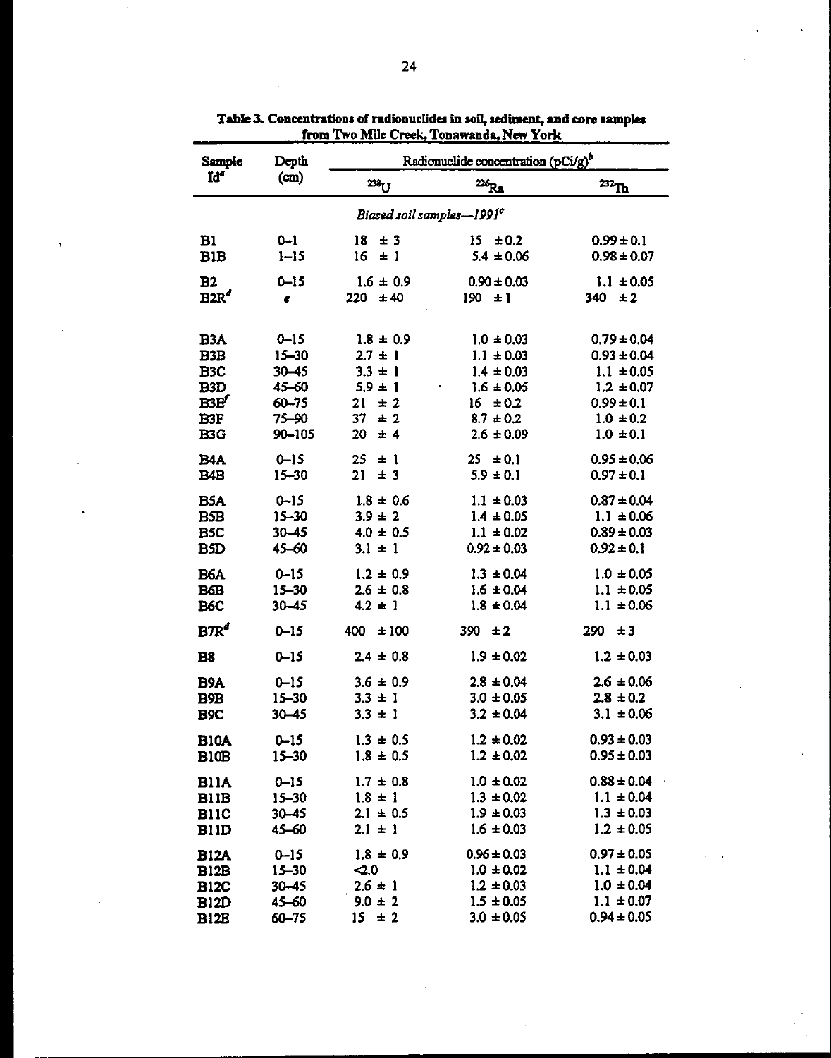**Table 3. Concentrations of radionuclides in soil, sediment, and core samples from Two Mile Creek, Tonawanda, New York**

| Sample Id[a] | Depth (cm) | Radionuclide concentration (pCi/g)[b] | | |
|---|---|---|---|---|
| | | $^{238}U$ | $^{226}Ra$ | $^{232}Th$ |
| *Biased soil samples—1991*[c] | | | | |
| B1 | 0–1 | 18 ± 3 | 15 ± 0.2 | 0.99 ± 0.1 |
| B1B | 1–15 | 16 ± 1 | 5.4 ± 0.06 | 0.98 ± 0.07 |
| B2 | 0–15 | 1.6 ± 0.9 | 0.90 ± 0.03 | 1.1 ± 0.05 |
| B2R[d] | [e] | 220 ± 40 | 190 ± 1 | 340 ± 2 |
| B3A | 0–15 | 1.8 ± 0.9 | 1.0 ± 0.03 | 0.79 ± 0.04 |
| B3B | 15–30 | 2.7 ± 1 | 1.1 ± 0.03 | 0.93 ± 0.04 |
| B3C | 30–45 | 3.3 ± 1 | 1.4 ± 0.03 | 1.1 ± 0.05 |
| B3D | 45–60 | 5.9 ± 1 | 1.6 ± 0.05 | 1.2 ± 0.07 |
| B3E[f] | 60–75 | 21 ± 2 | 16 ± 0.2 | 0.99 ± 0.1 |
| B3F | 75–90 | 37 ± 2 | 8.7 ± 0.2 | 1.0 ± 0.2 |
| B3G | 90–105 | 20 ± 4 | 2.6 ± 0.09 | 1.0 ± 0.1 |
| B4A | 0–15 | 25 ± 1 | 25 ± 0.1 | 0.95 ± 0.06 |
| B4B | 15–30 | 21 ± 3 | 5.9 ± 0.1 | 0.97 ± 0.1 |
| B5A | 0–15 | 1.8 ± 0.6 | 1.1 ± 0.03 | 0.87 ± 0.04 |
| B5B | 15–30 | 3.9 ± 2 | 1.4 ± 0.05 | 1.1 ± 0.06 |
| B5C | 30–45 | 4.0 ± 0.5 | 1.1 ± 0.02 | 0.89 ± 0.03 |
| B5D | 45–60 | 3.1 ± 1 | 0.92 ± 0.03 | 0.92 ± 0.1 |
| B6A | 0–15 | 1.2 ± 0.9 | 1.3 ± 0.04 | 1.0 ± 0.05 |
| B6B | 15–30 | 2.6 ± 0.8 | 1.6 ± 0.04 | 1.1 ± 0.05 |
| B6C | 30–45 | 4.2 ± 1 | 1.8 ± 0.04 | 1.1 ± 0.06 |
| B7R[d] | 0–15 | 400 ± 100 | 390 ± 2 | 290 ± 3 |
| B8 | 0–15 | 2.4 ± 0.8 | 1.9 ± 0.02 | 1.2 ± 0.03 |
| B9A | 0–15 | 3.6 ± 0.9 | 2.8 ± 0.04 | 2.6 ± 0.06 |
| B9B | 15–30 | 3.3 ± 1 | 3.0 ± 0.05 | 2.8 ± 0.2 |
| B9C | 30–45 | 3.3 ± 1 | 3.2 ± 0.04 | 3.1 ± 0.06 |
| B10A | 0–15 | 1.3 ± 0.5 | 1.2 ± 0.02 | 0.93 ± 0.03 |
| B10B | 15–30 | 1.8 ± 0.5 | 1.2 ± 0.02 | 0.95 ± 0.03 |
| B11A | 0–15 | 1.7 ± 0.8 | 1.0 ± 0.02 | 0.88 ± 0.04 |
| B11B | 15–30 | 1.8 ± 1 | 1.3 ± 0.02 | 1.1 ± 0.04 |
| B11C | 30–45 | 2.1 ± 0.5 | 1.9 ± 0.03 | 1.3 ± 0.03 |
| B11D | 45–60 | 2.1 ± 1 | 1.6 ± 0.03 | 1.2 ± 0.05 |
| B12A | 0–15 | 1.8 ± 0.9 | 0.96 ± 0.03 | 0.97 ± 0.05 |
| B12B | 15–30 | <2.0 | 1.0 ± 0.02 | 1.1 ± 0.04 |
| B12C | 30–45 | 2.6 ± 1 | 1.2 ± 0.03 | 1.0 ± 0.04 |
| B12D | 45–60 | 9.0 ± 2 | 1.5 ± 0.05 | 1.1 ± 0.07 |
| B12E | 60–75 | 15 ± 2 | 3.0 ± 0.05 | 0.94 ± 0.05 |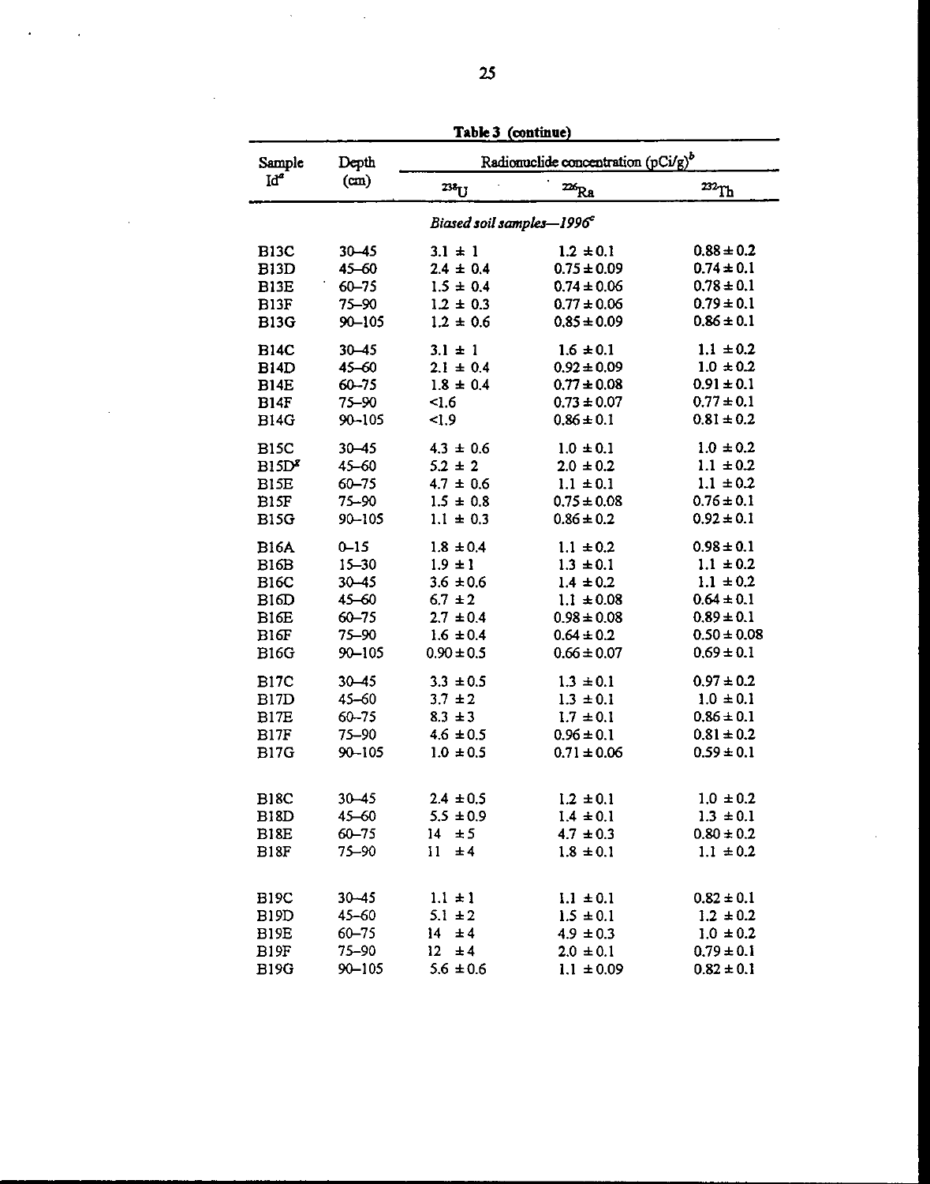**Table 3 (continue)**

| Sample Id[a] | Depth (cm) | Radionuclide concentration (pCi/g)[b] | | |
|---|---|---|---|---|
| | | $^{238}$U | $^{226}$Ra | $^{232}$Th |
| | | *Biased soil samples—1996*[c] | | |
| B13C | 30–45 | 3.1 ± 1 | 1.2 ± 0.1 | 0.88 ± 0.2 |
| B13D | 45–60 | 2.4 ± 0.4 | 0.75 ± 0.09 | 0.74 ± 0.1 |
| B13E | 60–75 | 1.5 ± 0.4 | 0.74 ± 0.06 | 0.78 ± 0.1 |
| B13F | 75–90 | 1.2 ± 0.3 | 0.77 ± 0.06 | 0.79 ± 0.1 |
| B13G | 90–105 | 1.2 ± 0.6 | 0.85 ± 0.09 | 0.86 ± 0.1 |
| B14C | 30–45 | 3.1 ± 1 | 1.6 ± 0.1 | 1.1 ± 0.2 |
| B14D | 45–60 | 2.1 ± 0.4 | 0.92 ± 0.09 | 1.0 ± 0.2 |
| B14E | 60–75 | 1.8 ± 0.4 | 0.77 ± 0.08 | 0.91 ± 0.1 |
| B14F | 75–90 | <1.6 | 0.73 ± 0.07 | 0.77 ± 0.1 |
| B14G | 90–105 | <1.9 | 0.86 ± 0.1 | 0.81 ± 0.2 |
| B15C | 30–45 | 4.3 ± 0.6 | 1.0 ± 0.1 | 1.0 ± 0.2 |
| B15D[g] | 45–60 | 5.2 ± 2 | 2.0 ± 0.2 | 1.1 ± 0.2 |
| B15E | 60–75 | 4.7 ± 0.6 | 1.1 ± 0.1 | 1.1 ± 0.2 |
| B15F | 75–90 | 1.5 ± 0.8 | 0.75 ± 0.08 | 0.76 ± 0.1 |
| B15G | 90–105 | 1.1 ± 0.3 | 0.86 ± 0.2 | 0.92 ± 0.1 |
| B16A | 0–15 | 1.8 ± 0.4 | 1.1 ± 0.2 | 0.98 ± 0.1 |
| B16B | 15–30 | 1.9 ± 1 | 1.3 ± 0.1 | 1.1 ± 0.2 |
| B16C | 30–45 | 3.6 ± 0.6 | 1.4 ± 0.2 | 1.1 ± 0.2 |
| B16D | 45–60 | 6.7 ± 2 | 1.1 ± 0.08 | 0.64 ± 0.1 |
| B16E | 60–75 | 2.7 ± 0.4 | 0.98 ± 0.08 | 0.89 ± 0.1 |
| B16F | 75–90 | 1.6 ± 0.4 | 0.64 ± 0.2 | 0.50 ± 0.08 |
| B16G | 90–105 | 0.90 ± 0.5 | 0.66 ± 0.07 | 0.69 ± 0.1 |
| B17C | 30–45 | 3.3 ± 0.5 | 1.3 ± 0.1 | 0.97 ± 0.2 |
| B17D | 45–60 | 3.7 ± 2 | 1.3 ± 0.1 | 1.0 ± 0.1 |
| B17E | 60–75 | 8.3 ± 3 | 1.7 ± 0.1 | 0.86 ± 0.1 |
| B17F | 75–90 | 4.6 ± 0.5 | 0.96 ± 0.1 | 0.81 ± 0.2 |
| B17G | 90–105 | 1.0 ± 0.5 | 0.71 ± 0.06 | 0.59 ± 0.1 |
| B18C | 30–45 | 2.4 ± 0.5 | 1.2 ± 0.1 | 1.0 ± 0.2 |
| B18D | 45–60 | 5.5 ± 0.9 | 1.4 ± 0.1 | 1.3 ± 0.1 |
| B18E | 60–75 | 14 ± 5 | 4.7 ± 0.3 | 0.80 ± 0.2 |
| B18F | 75–90 | 11 ± 4 | 1.8 ± 0.1 | 1.1 ± 0.2 |
| B19C | 30–45 | 1.1 ± 1 | 1.1 ± 0.1 | 0.82 ± 0.1 |
| B19D | 45–60 | 5.1 ± 2 | 1.5 ± 0.1 | 1.2 ± 0.2 |
| B19E | 60–75 | 14 ± 4 | 4.9 ± 0.3 | 1.0 ± 0.2 |
| B19F | 75–90 | 12 ± 4 | 2.0 ± 0.1 | 0.79 ± 0.1 |
| B19G | 90–105 | 5.6 ± 0.6 | 1.1 ± 0.09 | 0.82 ± 0.1 |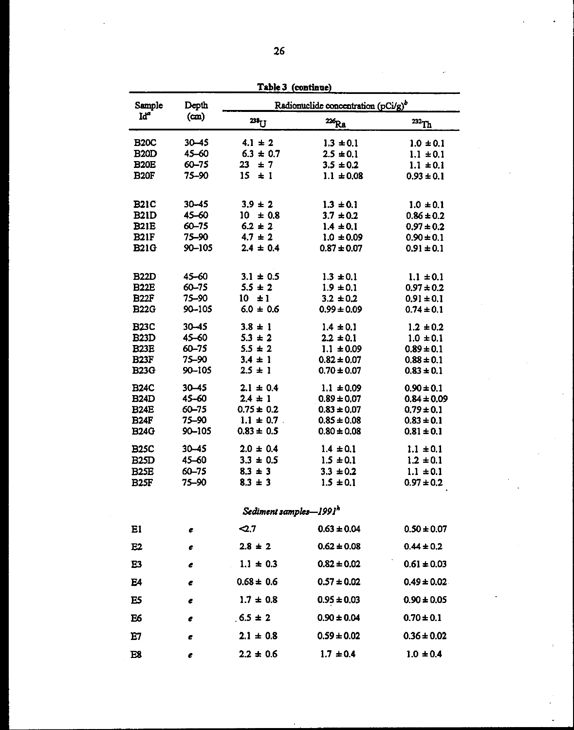**Table 3 (continue)**

| Sample Id[a] | Depth (cm) | Radionuclide concentration (pCi/g)[b] | | |
|---|---|---|---|---|
| | | $^{238}U$ | $^{226}Ra$ | $^{232}Th$ |
| B20C | 30–45 | 4.1 ± 2 | 1.3 ± 0.1 | 1.0 ± 0.1 |
| B20D | 45–60 | 6.3 ± 0.7 | 2.5 ± 0.1 | 1.1 ± 0.1 |
| B20E | 60–75 | 23 ± 7 | 3.5 ± 0.2 | 1.1 ± 0.1 |
| B20F | 75–90 | 15 ± 1 | 1.1 ± 0.08 | 0.93 ± 0.1 |
| B21C | 30–45 | 3.9 ± 2 | 1.3 ± 0.1 | 1.0 ± 0.1 |
| B21D | 45–60 | 10 ± 0.8 | 3.7 ± 0.2 | 0.86 ± 0.2 |
| B21E | 60–75 | 6.2 ± 2 | 1.4 ± 0.1 | 0.97 ± 0.2 |
| B21F | 75–90 | 4.7 ± 2 | 1.0 ± 0.09 | 0.90 ± 0.1 |
| B21G | 90–105 | 2.4 ± 0.4 | 0.87 ± 0.07 | 0.91 ± 0.1 |
| B22D | 45–60 | 3.1 ± 0.5 | 1.3 ± 0.1 | 1.1 ± 0.1 |
| B22E | 60–75 | 5.5 ± 2 | 1.9 ± 0.1 | 0.97 ± 0.2 |
| B22F | 75–90 | 10 ± 1 | 3.2 ± 0.2 | 0.91 ± 0.1 |
| B22G | 90–105 | 6.0 ± 0.6 | 0.99 ± 0.09 | 0.74 ± 0.1 |
| B23C | 30–45 | 3.8 ± 1 | 1.4 ± 0.1 | 1.2 ± 0.2 |
| B23D | 45–60 | 5.3 ± 2 | 2.2 ± 0.1 | 1.0 ± 0.1 |
| B23E | 60–75 | 5.5 ± 2 | 1.1 ± 0.09 | 0.89 ± 0.1 |
| B23F | 75–90 | 3.4 ± 1 | 0.82 ± 0.07 | 0.88 ± 0.1 |
| B23G | 90–105 | 2.5 ± 1 | 0.70 ± 0.07 | 0.83 ± 0.1 |
| B24C | 30–45 | 2.1 ± 0.4 | 1.1 ± 0.09 | 0.90 ± 0.1 |
| B24D | 45–60 | 2.4 ± 1 | 0.89 ± 0.07 | 0.84 ± 0.09 |
| B24E | 60–75 | 0.75 ± 0.2 | 0.83 ± 0.07 | 0.79 ± 0.1 |
| B24F | 75–90 | 1.1 ± 0.7 | 0.85 ± 0.08 | 0.83 ± 0.1 |
| B24G | 90–105 | 0.83 ± 0.5 | 0.80 ± 0.08 | 0.81 ± 0.1 |
| B25C | 30–45 | 2.0 ± 0.4 | 1.4 ± 0.1 | 1.1 ± 0.1 |
| B25D | 45–60 | 3.3 ± 0.5 | 1.5 ± 0.1 | 1.2 ± 0.1 |
| B25E | 60–75 | 8.3 ± 3 | 3.3 ± 0.2 | 1.1 ± 0.1 |
| B25F | 75–90 | 8.3 ± 3 | 1.5 ± 0.1 | 0.97 ± 0.2 |
| | | *Sediment samples—1991*[h] | | |
| E1 | *e* | <2.7 | 0.63 ± 0.04 | 0.50 ± 0.07 |
| E2 | *e* | 2.8 ± 2 | 0.62 ± 0.08 | 0.44 ± 0.2 |
| E3 | *e* | 1.1 ± 0.3 | 0.82 ± 0.02 | 0.61 ± 0.03 |
| E4 | *e* | 0.68 ± 0.6 | 0.57 ± 0.02 | 0.49 ± 0.02 |
| E5 | *e* | 1.7 ± 0.8 | 0.95 ± 0.03 | 0.90 ± 0.05 |
| E6 | *e* | 6.5 ± 2 | 0.90 ± 0.04 | 0.70 ± 0.1 |
| E7 | *e* | 2.1 ± 0.8 | 0.59 ± 0.02 | 0.36 ± 0.02 |
| E8 | *e* | 2.2 ± 0.6 | 1.7 ± 0.4 | 1.0 ± 0.4 |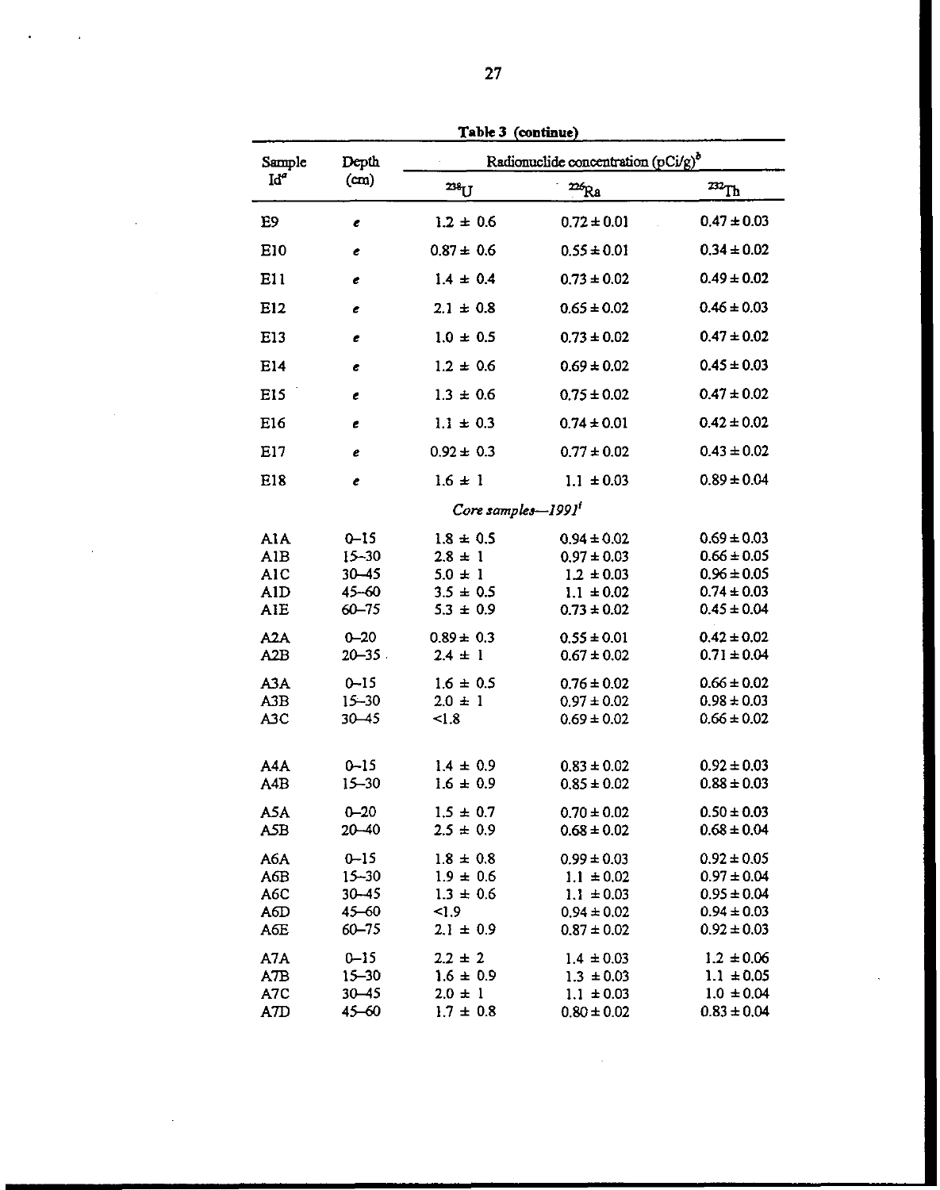**Table 3 (continue)**

| Sample Id[a] | Depth (cm) | Radionuclide concentration (pCi/g)[b] | | |
|---|---|---|---|---|
| | | $^{238}U$ | $^{226}Ra$ | $^{232}Th$ |
| E9 | *e* | 1.2 ± 0.6 | 0.72 ± 0.01 | 0.47 ± 0.03 |
| E10 | *e* | 0.87 ± 0.6 | 0.55 ± 0.01 | 0.34 ± 0.02 |
| E11 | *e* | 1.4 ± 0.4 | 0.73 ± 0.02 | 0.49 ± 0.02 |
| E12 | *e* | 2.1 ± 0.8 | 0.65 ± 0.02 | 0.46 ± 0.03 |
| E13 | *e* | 1.0 ± 0.5 | 0.73 ± 0.02 | 0.47 ± 0.02 |
| E14 | *e* | 1.2 ± 0.6 | 0.69 ± 0.02 | 0.45 ± 0.03 |
| E15 | *e* | 1.3 ± 0.6 | 0.75 ± 0.02 | 0.47 ± 0.02 |
| E16 | *e* | 1.1 ± 0.3 | 0.74 ± 0.01 | 0.42 ± 0.02 |
| E17 | *e* | 0.92 ± 0.3 | 0.77 ± 0.02 | 0.43 ± 0.02 |
| E18 | *e* | 1.6 ± 1 | 1.1 ± 0.03 | 0.89 ± 0.04 |
| *Core samples—1991*[f] | | | | |
| A1A | 0–15 | 1.8 ± 0.5 | 0.94 ± 0.02 | 0.69 ± 0.03 |
| A1B | 15–30 | 2.8 ± 1 | 0.97 ± 0.03 | 0.66 ± 0.05 |
| A1C | 30–45 | 5.0 ± 1 | 1.2 ± 0.03 | 0.96 ± 0.05 |
| A1D | 45–60 | 3.5 ± 0.5 | 1.1 ± 0.02 | 0.74 ± 0.03 |
| A1E | 60–75 | 5.3 ± 0.9 | 0.73 ± 0.02 | 0.45 ± 0.04 |
| A2A | 0–20 | 0.89 ± 0.3 | 0.55 ± 0.01 | 0.42 ± 0.02 |
| A2B | 20–35 | 2.4 ± 1 | 0.67 ± 0.02 | 0.71 ± 0.04 |
| A3A | 0–15 | 1.6 ± 0.5 | 0.76 ± 0.02 | 0.66 ± 0.02 |
| A3B | 15–30 | 2.0 ± 1 | 0.97 ± 0.02 | 0.98 ± 0.03 |
| A3C | 30–45 | <1.8 | 0.69 ± 0.02 | 0.66 ± 0.02 |
| A4A | 0–15 | 1.4 ± 0.9 | 0.83 ± 0.02 | 0.92 ± 0.03 |
| A4B | 15–30 | 1.6 ± 0.9 | 0.85 ± 0.02 | 0.88 ± 0.03 |
| A5A | 0–20 | 1.5 ± 0.7 | 0.70 ± 0.02 | 0.50 ± 0.03 |
| A5B | 20–40 | 2.5 ± 0.9 | 0.68 ± 0.02 | 0.68 ± 0.04 |
| A6A | 0–15 | 1.8 ± 0.8 | 0.99 ± 0.03 | 0.92 ± 0.05 |
| A6B | 15–30 | 1.9 ± 0.6 | 1.1 ± 0.02 | 0.97 ± 0.04 |
| A6C | 30–45 | 1.3 ± 0.6 | 1.1 ± 0.03 | 0.95 ± 0.04 |
| A6D | 45–60 | <1.9 | 0.94 ± 0.02 | 0.94 ± 0.03 |
| A6E | 60–75 | 2.1 ± 0.9 | 0.87 ± 0.02 | 0.92 ± 0.03 |
| A7A | 0–15 | 2.2 ± 2 | 1.4 ± 0.03 | 1.2 ± 0.06 |
| A7B | 15–30 | 1.6 ± 0.9 | 1.3 ± 0.03 | 1.1 ± 0.05 |
| A7C | 30–45 | 2.0 ± 1 | 1.1 ± 0.03 | 1.0 ± 0.04 |
| A7D | 45–60 | 1.7 ± 0.8 | 0.80 ± 0.02 | 0.83 ± 0.04 |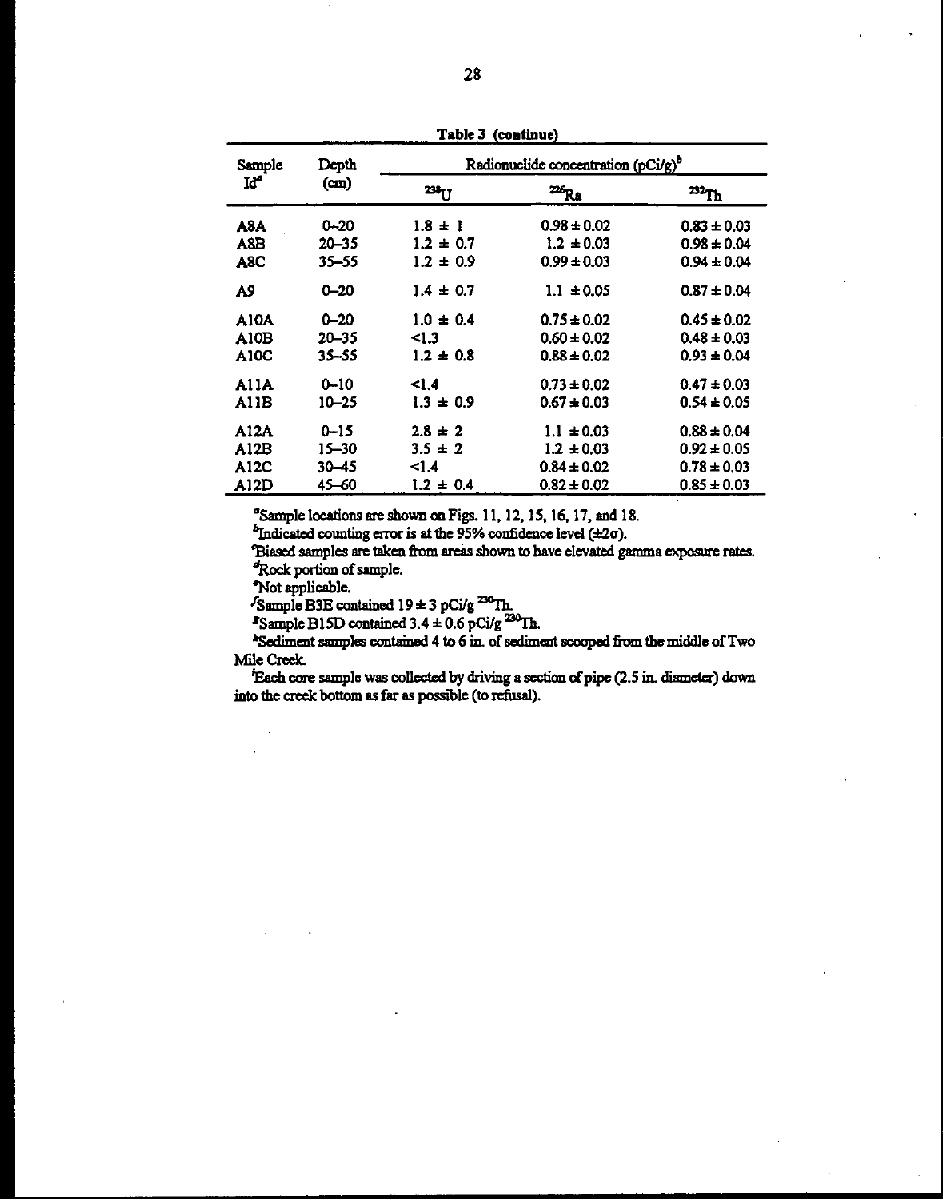**Table 3 (continue)**

| Sample Id[a] | Depth (cm) | Radionuclide concentration (pCi/g)[b] | | |
|---|---|---|---|---|
| | | $^{238}$U | $^{226}$Ra | $^{232}$Th |
| A8A | 0–20 | 1.8 ± 1 | 0.98 ± 0.02 | 0.83 ± 0.03 |
| A8B | 20–35 | 1.2 ± 0.7 | 1.2 ± 0.03 | 0.98 ± 0.04 |
| A8C | 35–55 | 1.2 ± 0.9 | 0.99 ± 0.03 | 0.94 ± 0.04 |
| A9 | 0–20 | 1.4 ± 0.7 | 1.1 ± 0.05 | 0.87 ± 0.04 |
| A10A | 0–20 | 1.0 ± 0.4 | 0.75 ± 0.02 | 0.45 ± 0.02 |
| A10B | 20–35 | <1.3 | 0.60 ± 0.02 | 0.48 ± 0.03 |
| A10C | 35–55 | 1.2 ± 0.8 | 0.88 ± 0.02 | 0.93 ± 0.04 |
| A11A | 0–10 | <1.4 | 0.73 ± 0.02 | 0.47 ± 0.03 |
| A11B | 10–25 | 1.3 ± 0.9 | 0.67 ± 0.03 | 0.54 ± 0.05 |
| A12A | 0–15 | 2.8 ± 2 | 1.1 ± 0.03 | 0.88 ± 0.04 |
| A12B | 15–30 | 3.5 ± 2 | 1.2 ± 0.03 | 0.92 ± 0.05 |
| A12C | 30–45 | <1.4 | 0.84 ± 0.02 | 0.78 ± 0.03 |
| A12D | 45–60 | 1.2 ± 0.4 | 0.82 ± 0.02 | 0.85 ± 0.03 |

[a]Sample locations are shown on Figs. 11, 12, 15, 16, 17, and 18.

[b]Indicated counting error is at the 95% confidence level ($\pm 2\sigma$).

[c]Biased samples are taken from areas shown to have elevated gamma exposure rates.

[d]Rock portion of sample.

[e]Not applicable.

[f]Sample B3E contained 19 ± 3 pCi/g $^{230}$Th.

[g]Sample B15D contained 3.4 ± 0.6 pCi/g $^{230}$Th.

[h]Sediment samples contained 4 to 6 in. of sediment scooped from the middle of Two Mile Creek.

[i]Each core sample was collected by driving a section of pipe (2.5 in. diameter) down into the creek bottom as far as possible (to refusal).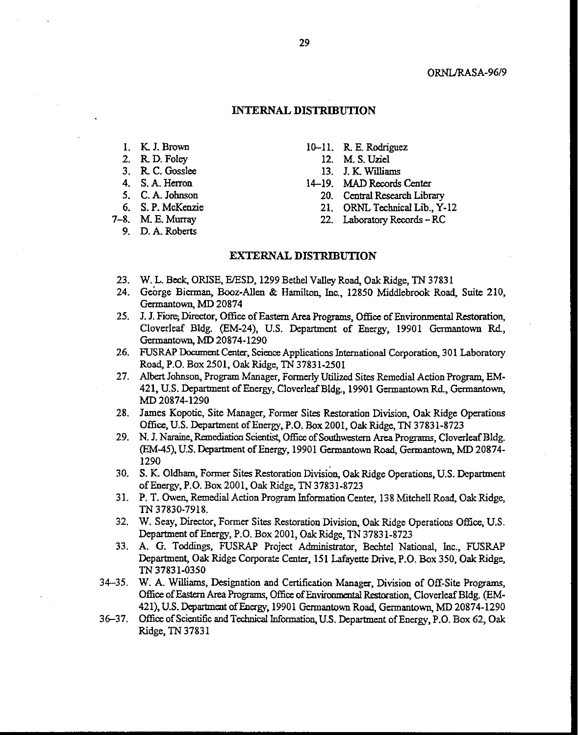ORNL/RASA-96/9

## INTERNAL DISTRIBUTION

1. K. J. Brown
2. R. D. Foley
3. R. C. Gosslee
4. S. A. Herron
5. C. A. Johnson
6. S. P. McKenzie
7–8. M. E. Murray
9. D. A. Roberts
10–11. R. E. Rodriguez
12. M. S. Uziel
13. J. K. Williams
14–19. MAD Records Center
20. Central Research Library
21. ORNL Technical Lib., Y-12
22. Laboratory Records – RC

## EXTERNAL DISTRIBUTION

23. W. L. Beck, ORISE, E/ESD, 1299 Bethel Valley Road, Oak Ridge, TN 37831
24. George Bierman, Booz-Allen & Hamilton, Inc., 12850 Middlebrook Road, Suite 210, Germantown, MD 20874
25. J. J. Fiore, Director, Office of Eastern Area Programs, Office of Environmental Restoration, Cloverleaf Bldg. (EM-24), U.S. Department of Energy, 19901 Germantown Rd., Germantown, MD 20874-1290
26. FUSRAP Document Center, Science Applications International Corporation, 301 Laboratory Road, P.O. Box 2501, Oak Ridge, TN 37831-2501
27. Albert Johnson, Program Manager, Formerly Utilized Sites Remedial Action Program, EM-421, U.S. Department of Energy, Cloverleaf Bldg., 19901 Germantown Rd., Germantown, MD 20874-1290
28. James Kopotic, Site Manager, Former Sites Restoration Division, Oak Ridge Operations Office, U.S. Department of Energy, P.O. Box 2001, Oak Ridge, TN 37831-8723
29. N. J. Naraine, Remediation Scientist, Office of Southwestern Area Programs, Cloverleaf Bldg. (EM-45), U.S. Department of Energy, 19901 Germantown Road, Germantown, MD 20874-1290
30. S. K. Oldham, Former Sites Restoration Division, Oak Ridge Operations, U.S. Department of Energy, P.O. Box 2001, Oak Ridge, TN 37831-8723
31. P. T. Owen, Remedial Action Program Information Center, 138 Mitchell Road, Oak Ridge, TN 37830-7918.
32. W. Seay, Director, Former Sites Restoration Division, Oak Ridge Operations Office, U.S. Department of Energy, P.O. Box 2001, Oak Ridge, TN 37831-8723
33. A. G. Toddings, FUSRAP Project Administrator, Bechtel National, Inc., FUSRAP Department, Oak Ridge Corporate Center, 151 Lafayette Drive, P.O. Box 350, Oak Ridge, TN 37831-0350
34–35. W. A. Williams, Designation and Certification Manager, Division of Off-Site Programs, Office of Eastern Area Programs, Office of Environmental Restoration, Cloverleaf Bldg. (EM-421), U.S. Department of Energy, 19901 Germantown Road, Germantown, MD 20874-1290
36–37. Office of Scientific and Technical Information, U.S. Department of Energy, P.O. Box 62, Oak Ridge, TN 37831